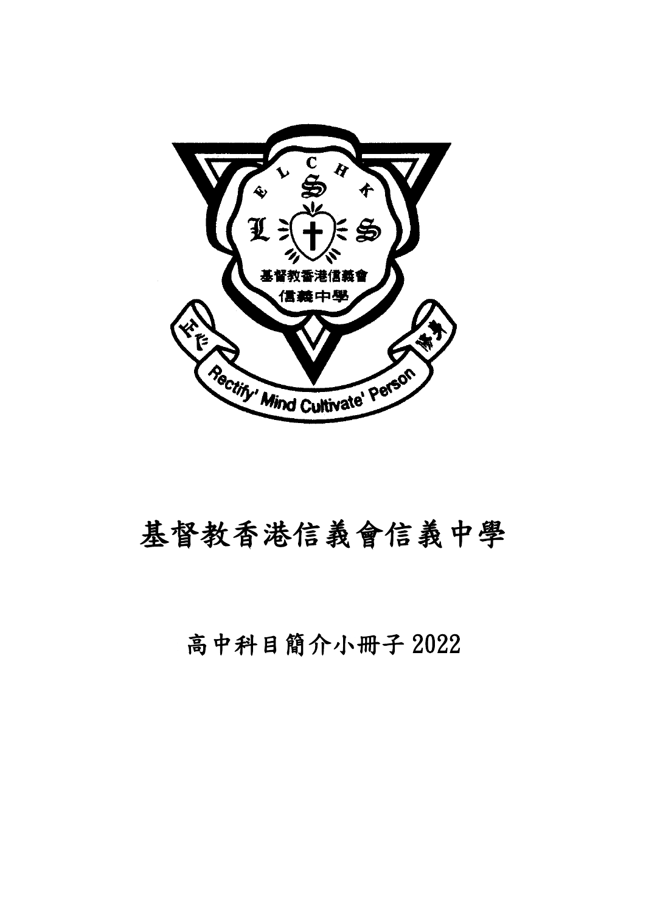# 基督教香港信義會信義中學

## 高中科目簡介小冊子 2022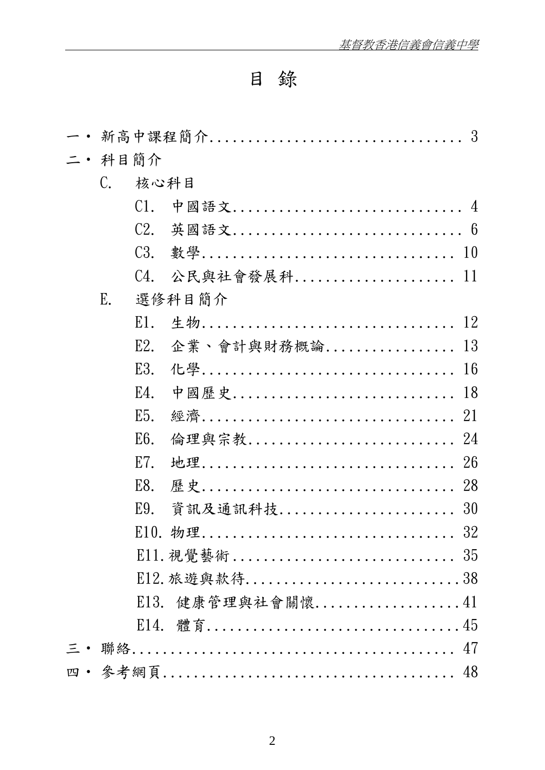# 目 錄

一・新高中課程簡介.................................. 3

二・科目簡介

- C. 核心科目
  - C1. 中國語文.............................. 4
  - C2. 英國語文.............................. 6
  - C3. 數學................................ 10
  - C4. 公民與社會發展科..................... 11
- E. 選修科目簡介
  - E1. 生物................................ 12
  - E2. 企業、會計與財務概論................. 13
  - E3. 化學................................ 16
  - E4. 中國歷史............................ 18
  - E5. 經濟................................ 21
  - E6. 倫理與宗教.......................... 24
  - E7. 地理................................ 26
  - E8. 歷史................................ 28
  - E9. 資訊及通訊科技...................... 30
  - E10. 物理............................... 32
  - E11. 視覺藝術........................... 35
  - E12. 旅遊與款待.........................38
  - E13. 健康管理與社會關懷..................41
  - E14. 體育...............................45

三・聯絡.......................................... 47

四・參考網頁...................................... 48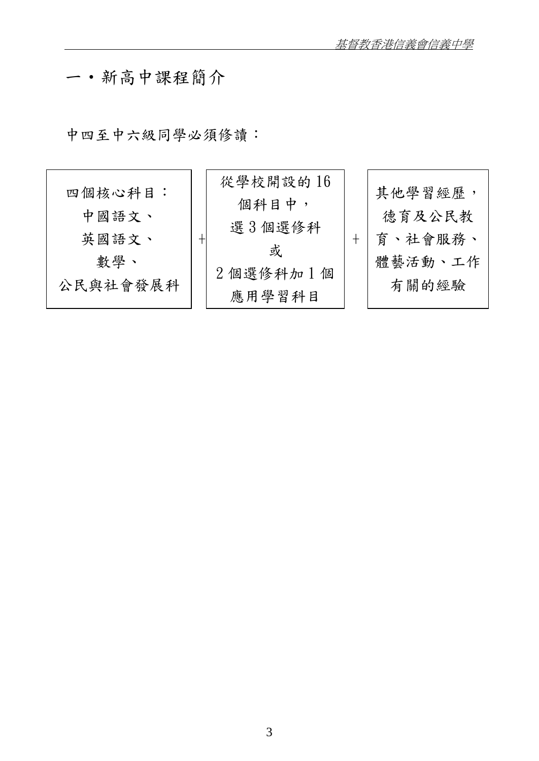# 一・新高中課程簡介

中四至中六級同學必須修讀：

| 四個核心科目：中國語文、英國語文、數學、公民與社會發展科 | + | 從學校開設的 16 個科目中，選 3 個選修科 或 2 個選修科加 1 個應用學習科目 | + | 其他學習經歷，德育及公民教育、社會服務、體藝活動、工作有關的經驗 |
|---|---|---|---|---|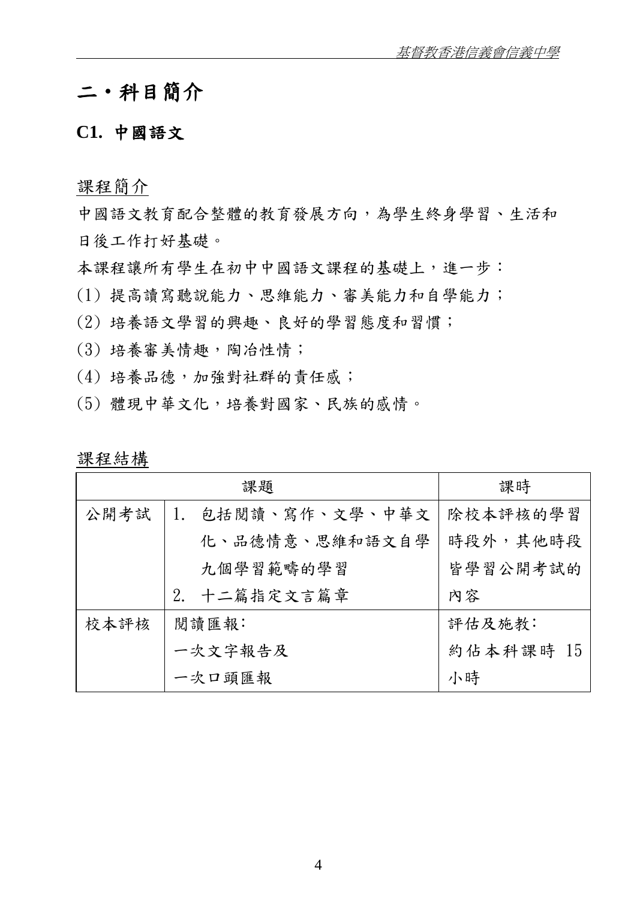# 二・科目簡介

## C1. 中國語文

課程簡介

中國語文教育配合整體的教育發展方向，為學生終身學習、生活和日後工作打好基礎。

本課程讓所有學生在初中中國語文課程的基礎上，進一步：

(1) 提高讀寫聽說能力、思維能力、審美能力和自學能力；

(2) 培養語文學習的興趣、良好的學習態度和習慣；

(3) 培養審美情趣，陶冶性情；

(4) 培養品德，加強對社群的責任感；

(5) 體現中華文化，培養對國家、民族的感情。

課程結構

| 課題 | | 課時 |
|---|---|---|
| 公開考試 | 1. 包括閱讀、寫作、文學、中華文化、品德情意、思維和語文自學九個學習範疇的學習<br>2. 十二篇指定文言篇章 | 除校本評核的學習時段外，其他時段皆學習公開考試的內容 |
| 校本評核 | 閱讀匯報：<br>一次文字報告及<br>一次口頭匯報 | 評估及施教：<br>約佔本科課時 15 小時 |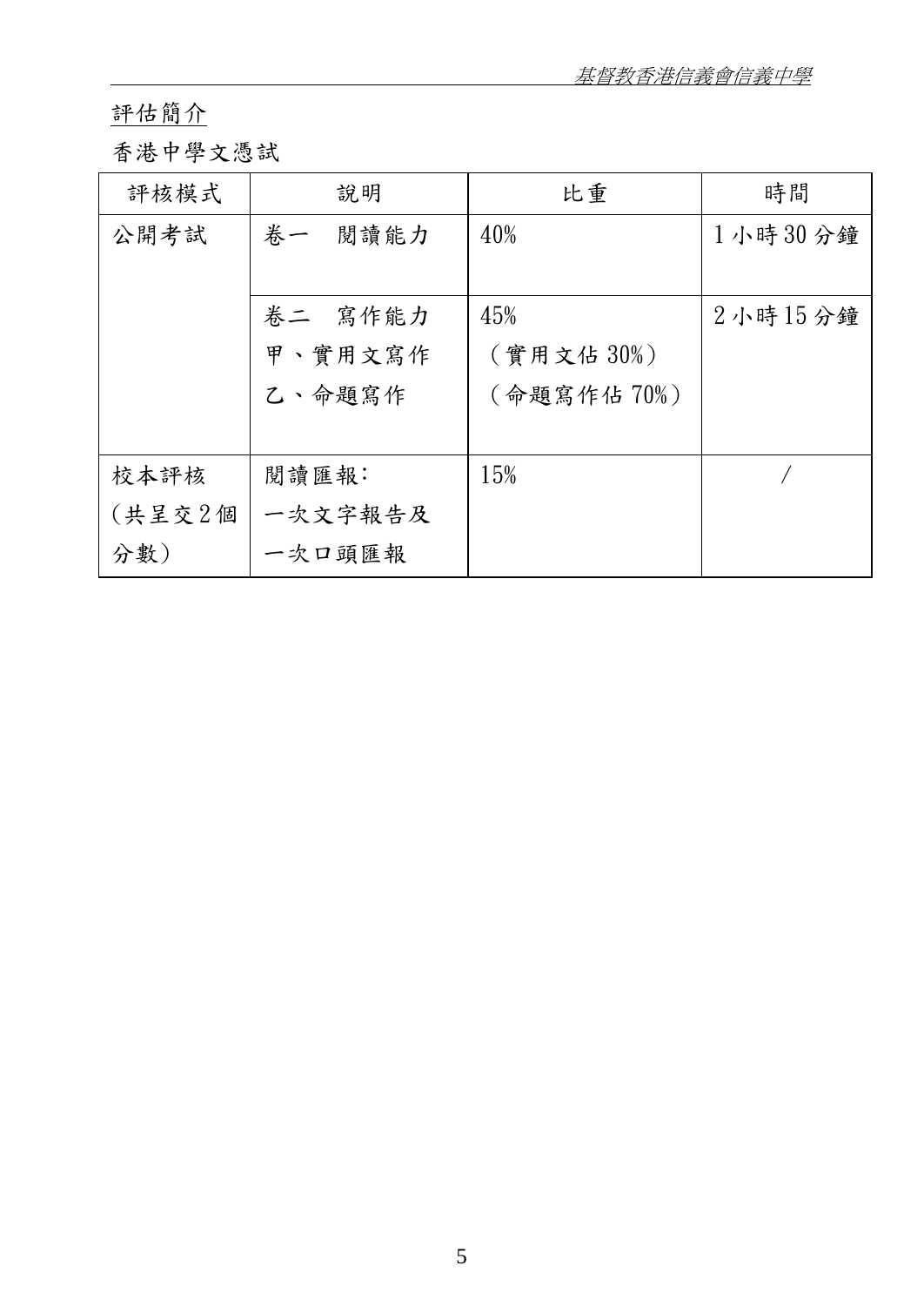<u>評估簡介</u>

香港中學文憑試

| 評核模式 | 說明 | 比重 | 時間 |
|---|---|---|---|
| 公開考試 | 卷一　閱讀能力 | 40% | 1小時30分鐘 |
| | 卷二　寫作能力<br>甲、實用文寫作<br>乙、命題寫作 | 45%<br>（實用文佔30%）<br>（命題寫作佔70%） | 2小時15分鐘 |
| 校本評核<br>(共呈交2個分數) | 閱讀匯報:<br>一次文字報告及<br>一次口頭匯報 | 15% | / |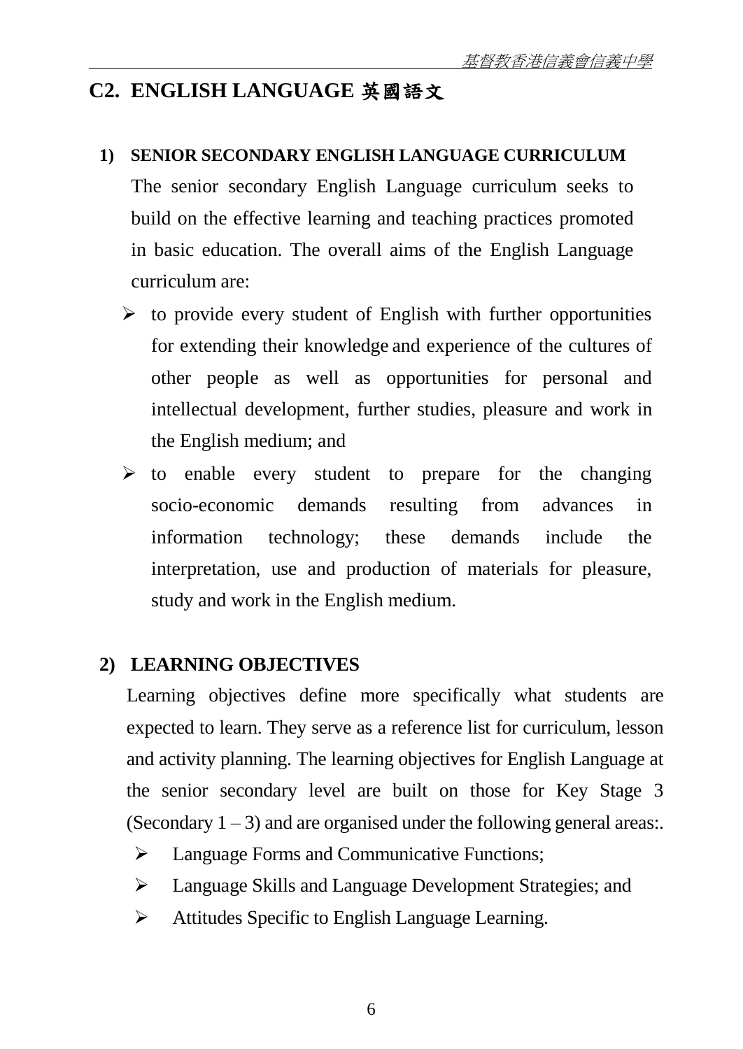## C2. ENGLISH LANGUAGE 英國語文

### 1) SENIOR SECONDARY ENGLISH LANGUAGE CURRICULUM

The senior secondary English Language curriculum seeks to build on the effective learning and teaching practices promoted in basic education. The overall aims of the English Language curriculum are:

- to provide every student of English with further opportunities for extending their knowledge and experience of the cultures of other people as well as opportunities for personal and intellectual development, further studies, pleasure and work in the English medium; and
- to enable every student to prepare for the changing socio-economic demands resulting from advances in information technology; these demands include the interpretation, use and production of materials for pleasure, study and work in the English medium.

### 2) LEARNING OBJECTIVES

Learning objectives define more specifically what students are expected to learn. They serve as a reference list for curriculum, lesson and activity planning. The learning objectives for English Language at the senior secondary level are built on those for Key Stage 3 (Secondary 1 – 3) and are organised under the following general areas:.

- Language Forms and Communicative Functions;
- Language Skills and Language Development Strategies; and
- Attitudes Specific to English Language Learning.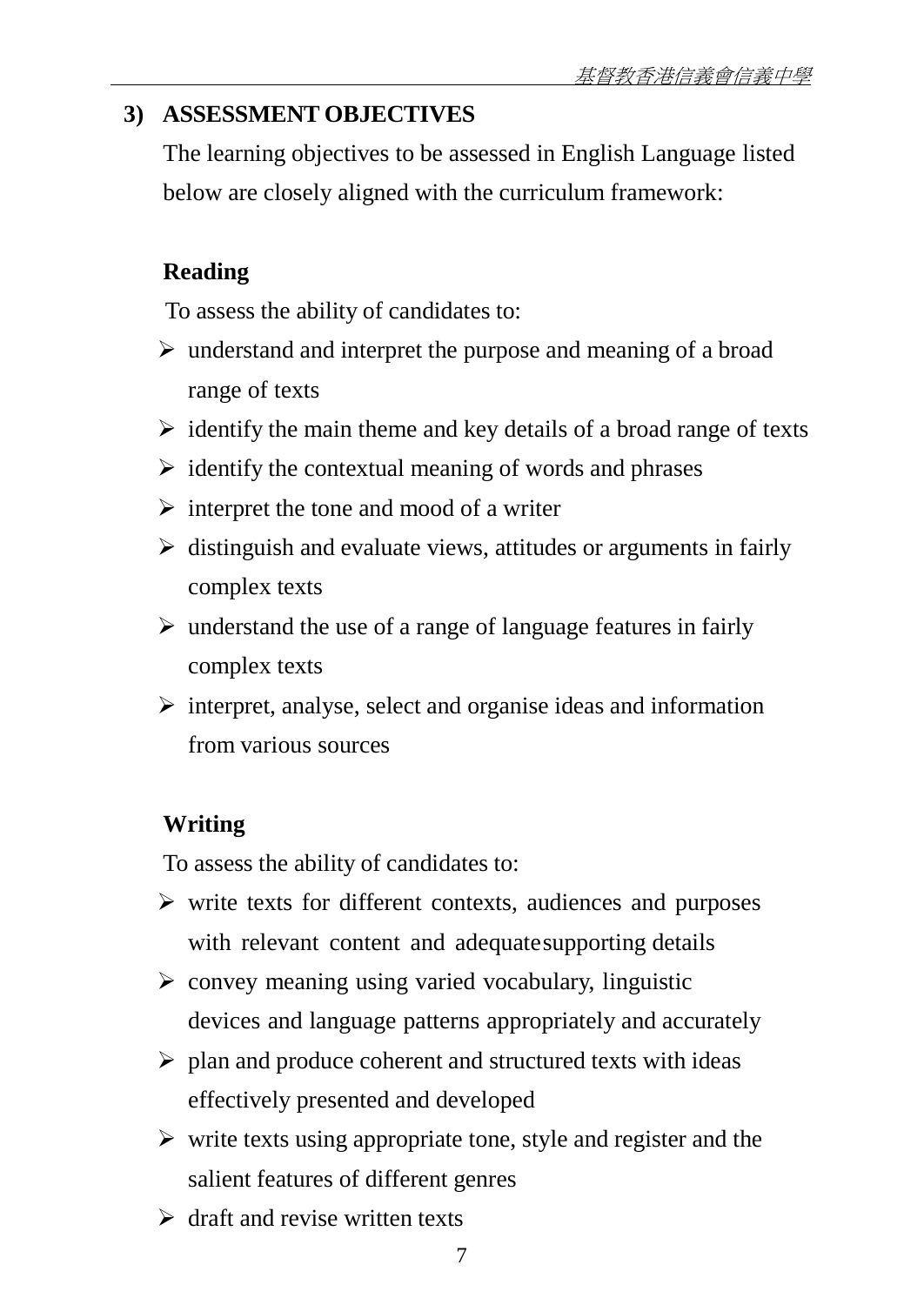## 3) ASSESSMENT OBJECTIVES

The learning objectives to be assessed in English Language listed below are closely aligned with the curriculum framework:

**Reading**

To assess the ability of candidates to:

- understand and interpret the purpose and meaning of a broad range of texts
- identify the main theme and key details of a broad range of texts
- identify the contextual meaning of words and phrases
- interpret the tone and mood of a writer
- distinguish and evaluate views, attitudes or arguments in fairly complex texts
- understand the use of a range of language features in fairly complex texts
- interpret, analyse, select and organise ideas and information from various sources

**Writing**

To assess the ability of candidates to:

- write texts for different contexts, audiences and purposes with relevant content and adequate supporting details
- convey meaning using varied vocabulary, linguistic devices and language patterns appropriately and accurately
- plan and produce coherent and structured texts with ideas effectively presented and developed
- write texts using appropriate tone, style and register and the salient features of different genres
- draft and revise written texts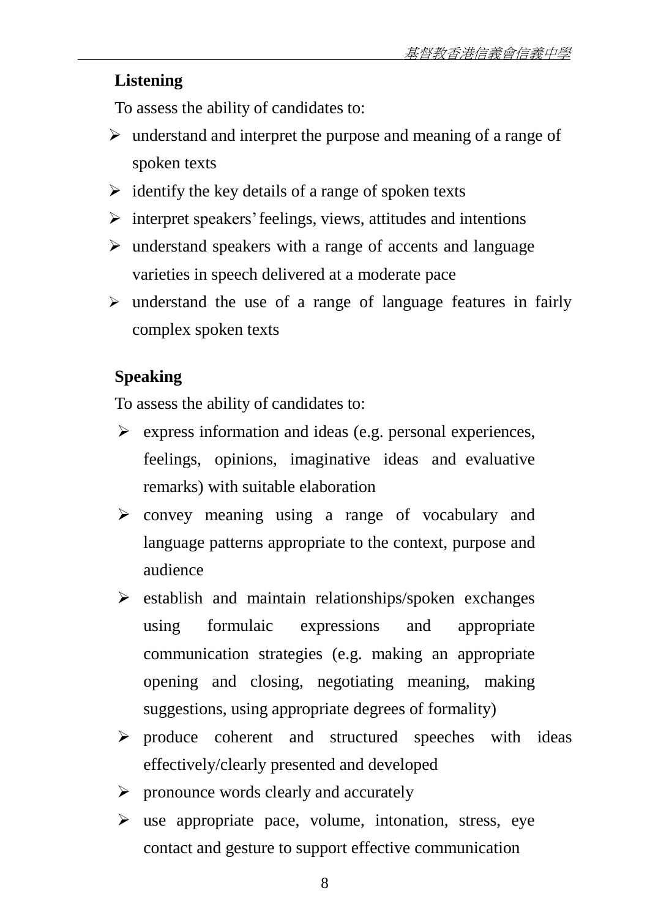**Listening**

To assess the ability of candidates to:

- understand and interpret the purpose and meaning of a range of spoken texts
- identify the key details of a range of spoken texts
- interpret speakers' feelings, views, attitudes and intentions
- understand speakers with a range of accents and language varieties in speech delivered at a moderate pace
- understand the use of a range of language features in fairly complex spoken texts

**Speaking**

To assess the ability of candidates to:

- express information and ideas (e.g. personal experiences, feelings, opinions, imaginative ideas and evaluative remarks) with suitable elaboration
- convey meaning using a range of vocabulary and language patterns appropriate to the context, purpose and audience
- establish and maintain relationships/spoken exchanges using formulaic expressions and appropriate communication strategies (e.g. making an appropriate opening and closing, negotiating meaning, making suggestions, using appropriate degrees of formality)
- produce coherent and structured speeches with ideas effectively/clearly presented and developed
- pronounce words clearly and accurately
- use appropriate pace, volume, intonation, stress, eye contact and gesture to support effective communication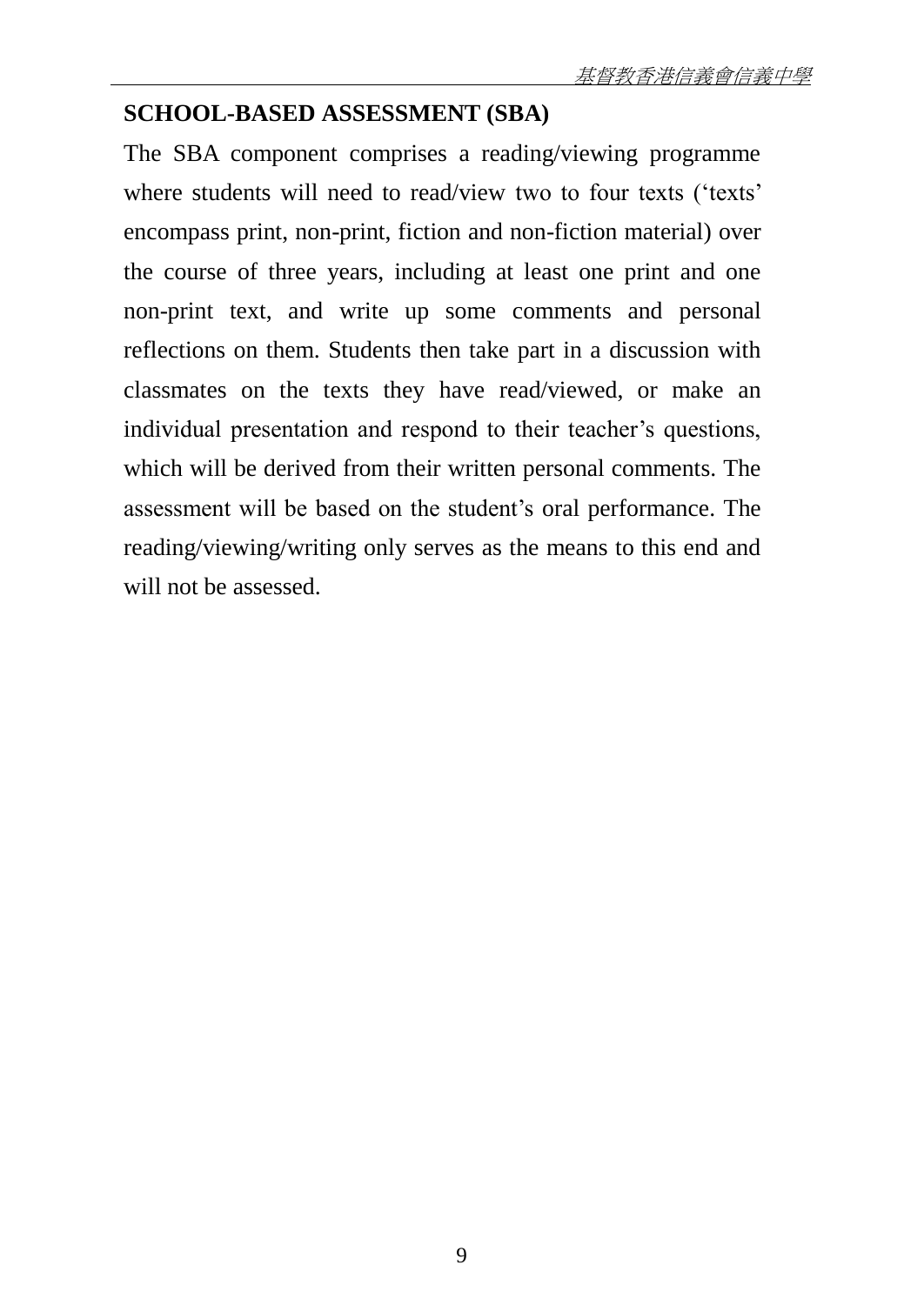## SCHOOL-BASED ASSESSMENT (SBA)

The SBA component comprises a reading/viewing programme where students will need to read/view two to four texts (‘texts’ encompass print, non-print, fiction and non-fiction material) over the course of three years, including at least one print and one non-print text, and write up some comments and personal reflections on them. Students then take part in a discussion with classmates on the texts they have read/viewed, or make an individual presentation and respond to their teacher’s questions, which will be derived from their written personal comments. The assessment will be based on the student’s oral performance. The reading/viewing/writing only serves as the means to this end and will not be assessed.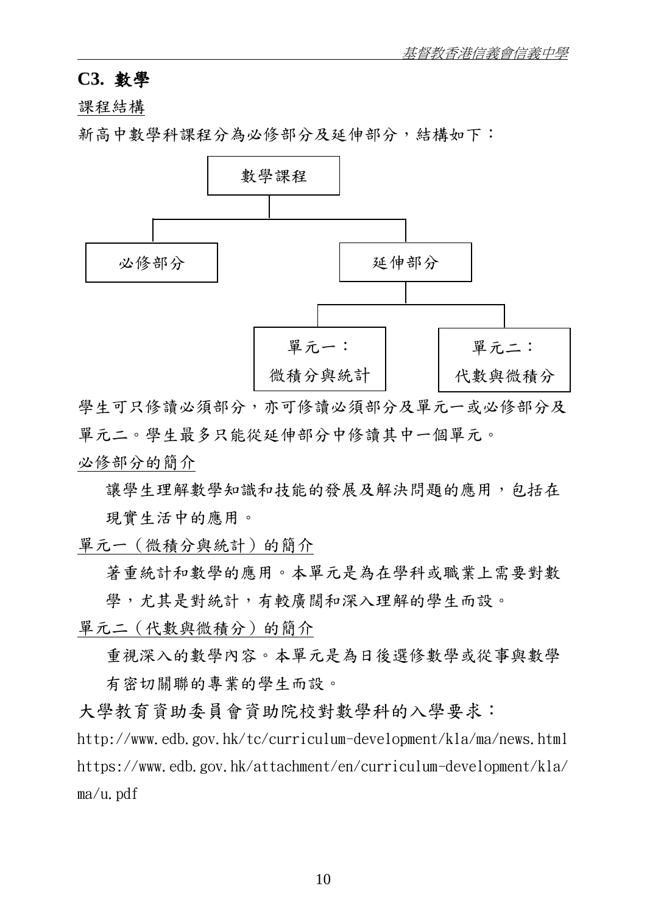## C3. 數學

<u>課程結構</u>

新高中數學科課程分為必修部分及延伸部分，結構如下：

- 數學課程
  - 必修部分
  - 延伸部分
    - 單元一：微積分與統計
    - 單元二：代數與微積分

學生可只修讀必須部分，亦可修讀必須部分及單元一或必修部分及單元二。學生最多只能從延伸部分中修讀其中一個單元。

<u>必修部分的簡介</u>

讓學生理解數學知識和技能的發展及解決問題的應用，包括在現實生活中的應用。

<u>單元一（微積分與統計）的簡介</u>

著重統計和數學的應用。本單元是為在學科或職業上需要對數學，尤其是對統計，有較廣闊和深入理解的學生而設。

<u>單元二（代數與微積分）的簡介</u>

重視深入的數學內容。本單元是為日後選修數學或從事與數學有密切關聯的專業的學生而設。

大學教育資助委員會資助院校對數學科的入學要求：

http://www.edb.gov.hk/tc/curriculum-development/kla/ma/news.html

https://www.edb.gov.hk/attachment/en/curriculum-development/kla/ma/u.pdf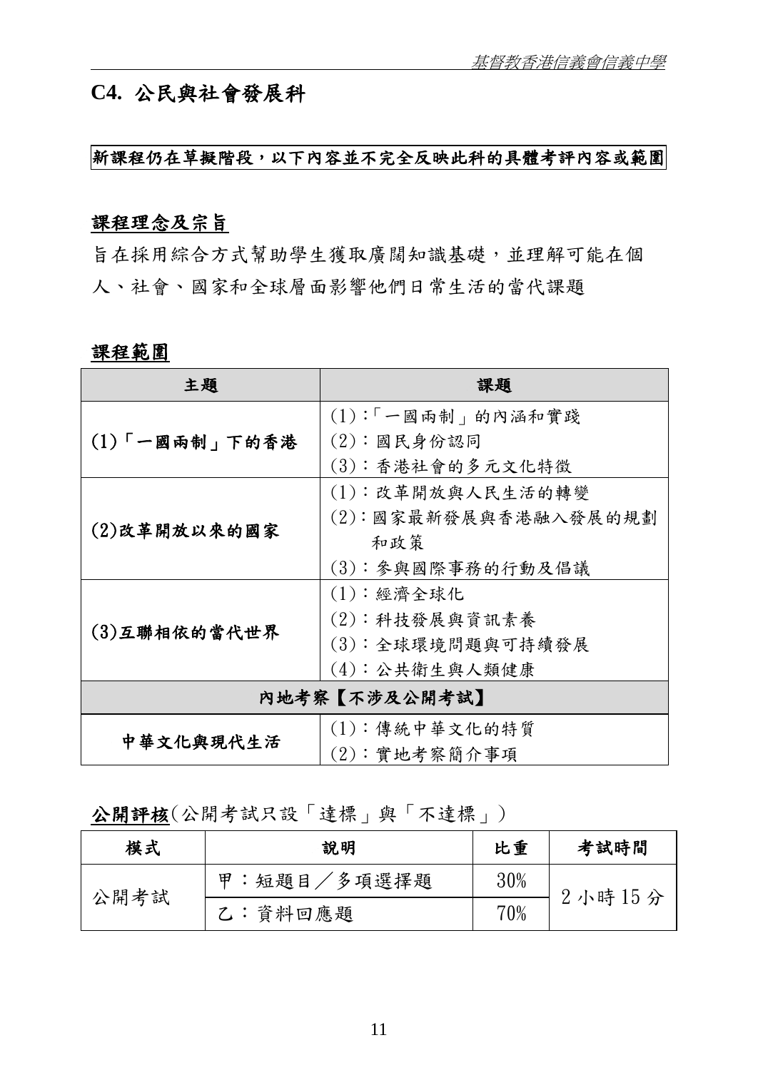## C4. 公民與社會發展科

**新課程仍在草擬階段，以下內容並不完全反映此科的具體考評內容或範圍**

### 課程理念及宗旨

旨在採用綜合方式幫助學生獲取廣闊知識基礎，並理解可能在個人、社會、國家和全球層面影響他們日常生活的當代課題

### 課程範圍

| 主題 | 課題 |
|---|---|
| **(1)「一國兩制」下的香港** | (1):「一國兩制」的內涵和實踐<br>(2)：國民身份認同<br>(3)：香港社會的多元文化特徵 |
| **(2)改革開放以來的國家** | (1)：改革開放與人民生活的轉變<br>(2)：國家最新發展與香港融入發展的規劃和政策<br>(3)：參與國際事務的行動及倡議 |
| **(3)互聯相依的當代世界** | (1)：經濟全球化<br>(2)：科技發展與資訊素養<br>(3)：全球環境問題與可持續發展<br>(4)：公共衛生與人類健康 |
| **內地考察【不涉及公開考試】** | |
| **中華文化與現代生活** | (1)：傳統中華文化的特質<br>(2)：實地考察簡介事項 |

### 公開評核(公開考試只設「達標」與「不達標」)

| 模式 | 說明 | 比重 | 考試時間 |
|---|---|---|---|
| 公開考試 | 甲：短題目／多項選擇題 | 30% | 2 小時 15 分 |
| | 乙：資料回應題 | 70% | |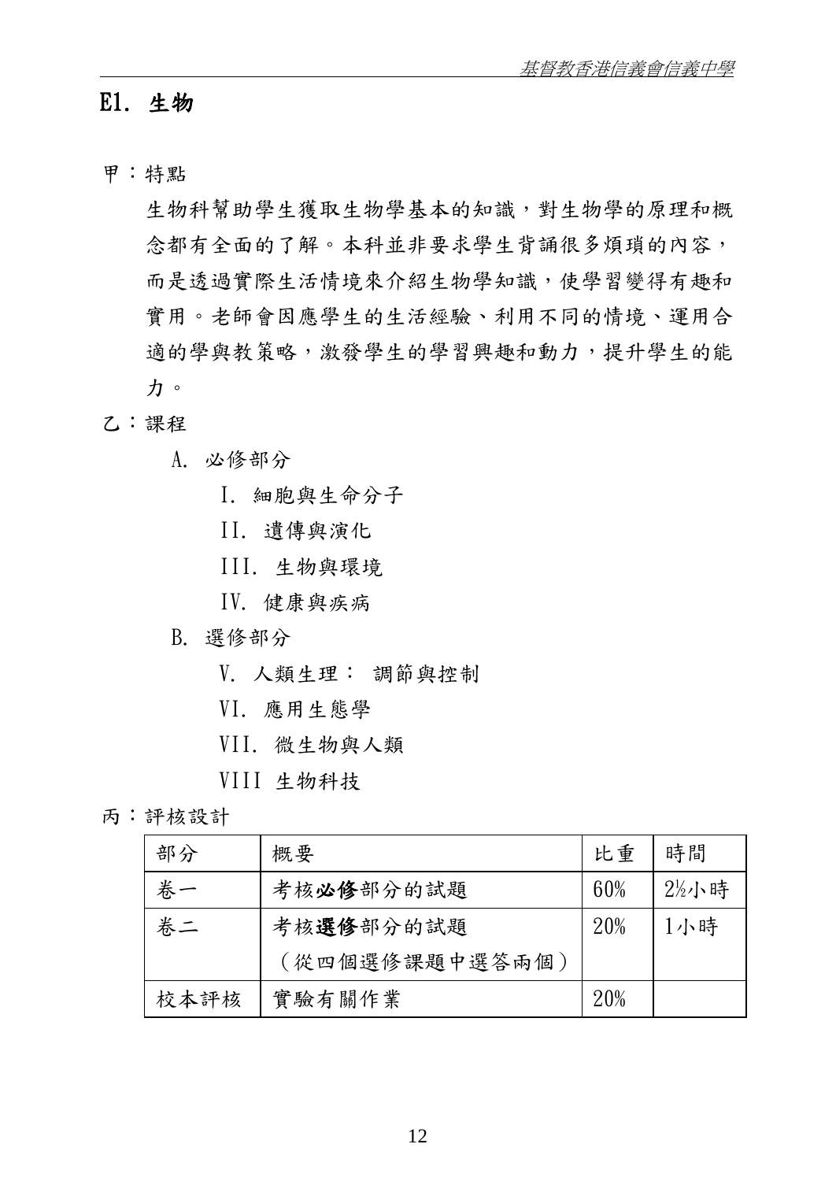## E1. 生物

甲：特點

生物科幫助學生獲取生物學基本的知識，對生物學的原理和概念都有全面的了解。本科並非要求學生背誦很多煩瑣的內容，而是透過實際生活情境來介紹生物學知識，使學習變得有趣和實用。老師會因應學生的生活經驗、利用不同的情境、運用合適的學與教策略，激發學生的學習興趣和動力，提升學生的能力。

乙：課程

A. 必修部分

- I. 細胞與生命分子
- II. 遺傳與演化
- III. 生物與環境
- IV. 健康與疾病

B. 選修部分

- V. 人類生理： 調節與控制
- VI. 應用生態學
- VII. 微生物與人類
- VIII 生物科技

丙：評核設計

| 部分 | 概要 | 比重 | 時間 |
|---|---|---|---|
| 卷一 | 考核**必修**部分的試題 | 60% | 2½小時 |
| 卷二 | 考核**選修**部分的試題<br>（從四個選修課題中選答兩個） | 20% | 1小時 |
| 校本評核 | 實驗有關作業 | 20% | |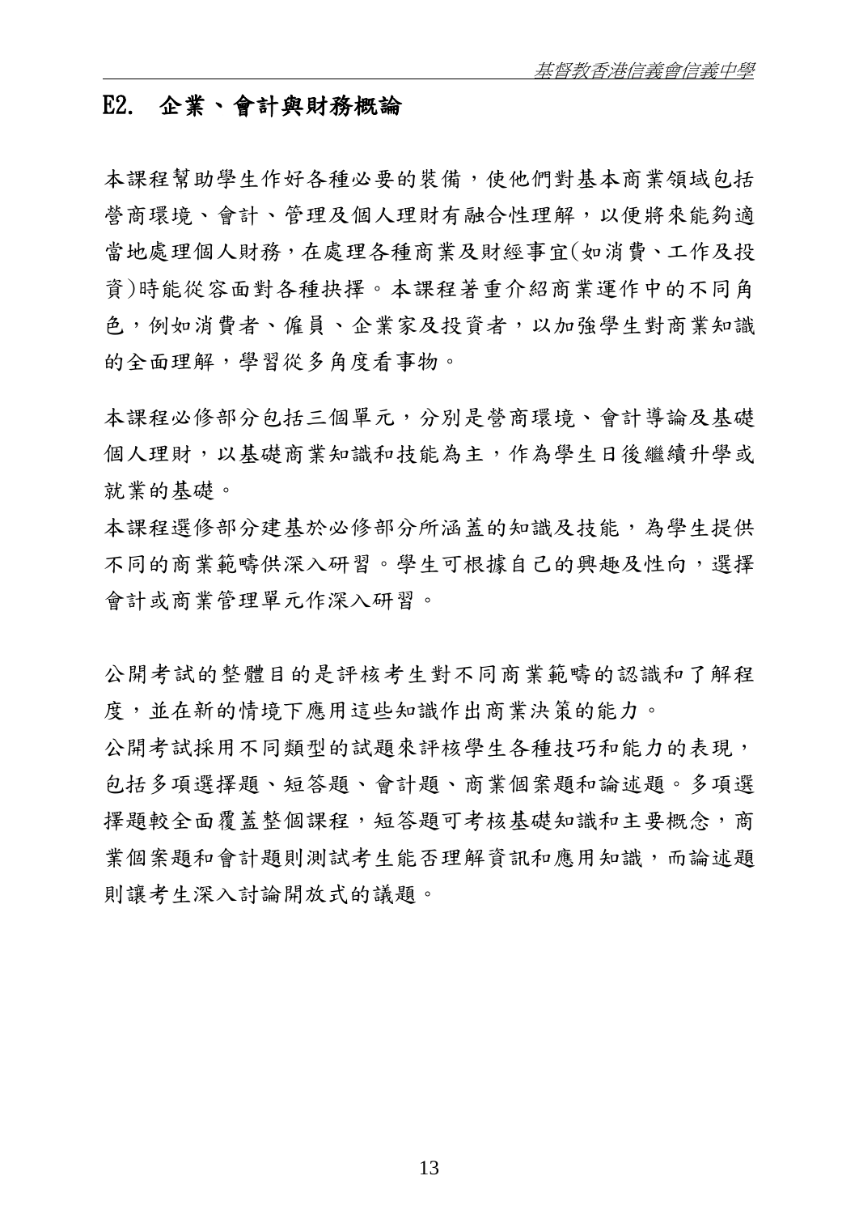## E2. 企業、會計與財務概論

本課程幫助學生作好各種必要的裝備，使他們對基本商業領域包括營商環境、會計、管理及個人理財有融合性理解，以便將來能夠適當地處理個人財務，在處理各種商業及財經事宜(如消費、工作及投資)時能從容面對各種抉擇。本課程著重介紹商業運作中的不同角色，例如消費者、僱員、企業家及投資者，以加強學生對商業知識的全面理解，學習從多角度看事物。

本課程必修部分包括三個單元，分別是營商環境、會計導論及基礎個人理財，以基礎商業知識和技能為主，作為學生日後繼續升學或就業的基礎。

本課程選修部分建基於必修部分所涵蓋的知識及技能，為學生提供不同的商業範疇供深入研習。學生可根據自己的興趣及性向，選擇會計或商業管理單元作深入研習。

公開考試的整體目的是評核考生對不同商業範疇的認識和了解程度，並在新的情境下應用這些知識作出商業決策的能力。

公開考試採用不同類型的試題來評核學生各種技巧和能力的表現，包括多項選擇題、短答題、會計題、商業個案題和論述題。多項選擇題較全面覆蓋整個課程，短答題可考核基礎知識和主要概念，商業個案題和會計題則測試考生能否理解資訊和應用知識，而論述題則讓考生深入討論開放式的議題。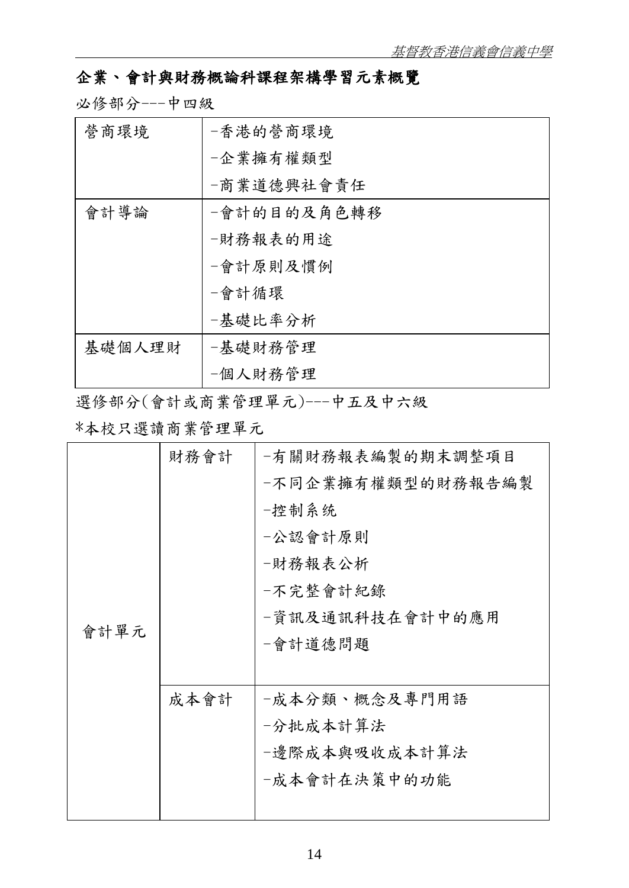## 企業、會計與財務概論科課程架構學習元素概覽

必修部分---中四級

| | |
|---|---|
| 營商環境 | -香港的營商環境<br>-企業擁有權類型<br>-商業道德興社會責任 |
| 會計導論 | -會計的目的及角色轉移<br>-財務報表的用途<br>-會計原則及慣例<br>-會計循環<br>-基礎比率分析 |
| 基礎個人理財 | -基礎財務管理<br>-個人財務管理 |

選修部分(會計或商業管理單元)---中五及中六級

*本校只選讀商業管理單元

| | | |
|---|---|---|
| 會計單元 | 財務會計 | -有關財務報表編製的期末調整項目<br>-不同企業擁有權類型的財務報告編製<br>-控制系统<br>-公認會計原則<br>-財務報表公析<br>-不完整會計紀錄<br>-資訊及通訊科技在會計中的應用<br>-會計道德問題 |
| | 成本會計 | -成本分類、概念及專門用語<br>-分批成本計算法<br>-邊際成本與吸收成本計算法<br>-成本會計在決策中的功能 |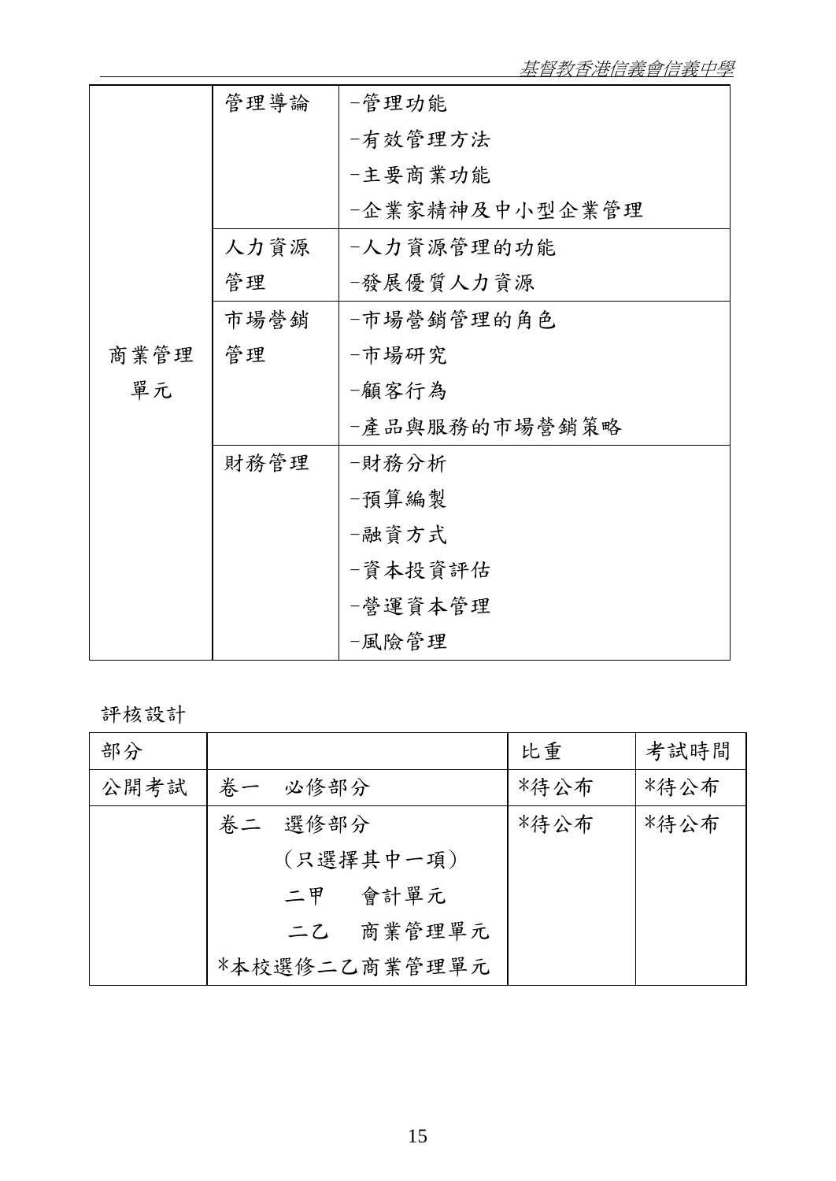| | | |
|---|---|---|
| 商業管理單元 | 管理導論 | -管理功能<br>-有效管理方法<br>-主要商業功能<br>-企業家精神及中小型企業管理 |
| | 人力資源管理 | -人力資源管理的功能<br>-發展優質人力資源 |
| | 市場營銷管理 | -市場營銷管理的角色<br>-市場研究<br>-顧客行為<br>-產品與服務的市場營銷策略 |
| | 財務管理 | -財務分析<br>-預算編製<br>-融資方式<br>-資本投資評估<br>-營運資本管理<br>-風險管理 |

評核設計

| 部分 | | 比重 | 考試時間 |
|---|---|---|---|
| 公開考試 | 卷一　必修部分 | *待公布 | *待公布 |
| | 卷二　選修部分<br>（只選擇其中一項）<br>二甲　會計單元<br>二乙　商業管理單元<br>*本校選修二乙商業管理單元 | *待公布 | *待公布 |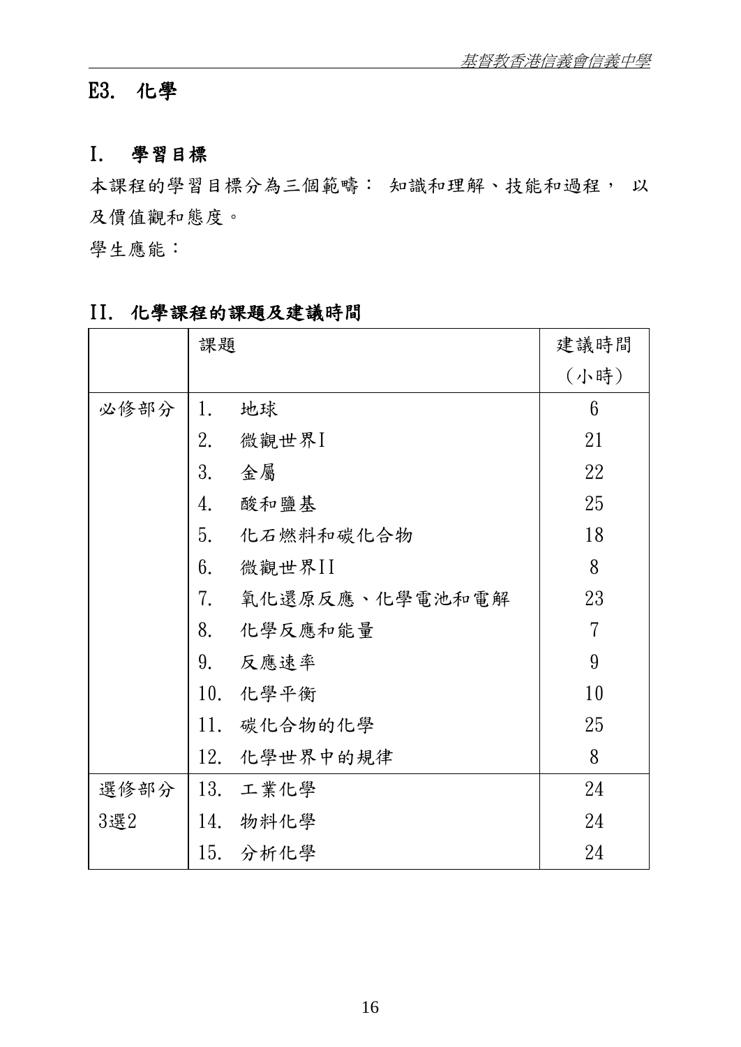## E3. 化學

### I. 學習目標

本課程的學習目標分為三個範疇： 知識和理解、技能和過程， 以及價值觀和態度。

學生應能：

### II. 化學課程的課題及建議時間

| | 課題 | 建議時間（小時） |
|---|---|---|
| 必修部分 | 1. 地球 | 6 |
| | 2. 微觀世界I | 21 |
| | 3. 金屬 | 22 |
| | 4. 酸和鹽基 | 25 |
| | 5. 化石燃料和碳化合物 | 18 |
| | 6. 微觀世界II | 8 |
| | 7. 氧化還原反應、化學電池和電解 | 23 |
| | 8. 化學反應和能量 | 7 |
| | 9. 反應速率 | 9 |
| | 10. 化學平衡 | 10 |
| | 11. 碳化合物的化學 | 25 |
| | 12. 化學世界中的規律 | 8 |
| 選修部分 3選2 | 13. 工業化學 | 24 |
| | 14. 物料化學 | 24 |
| | 15. 分析化學 | 24 |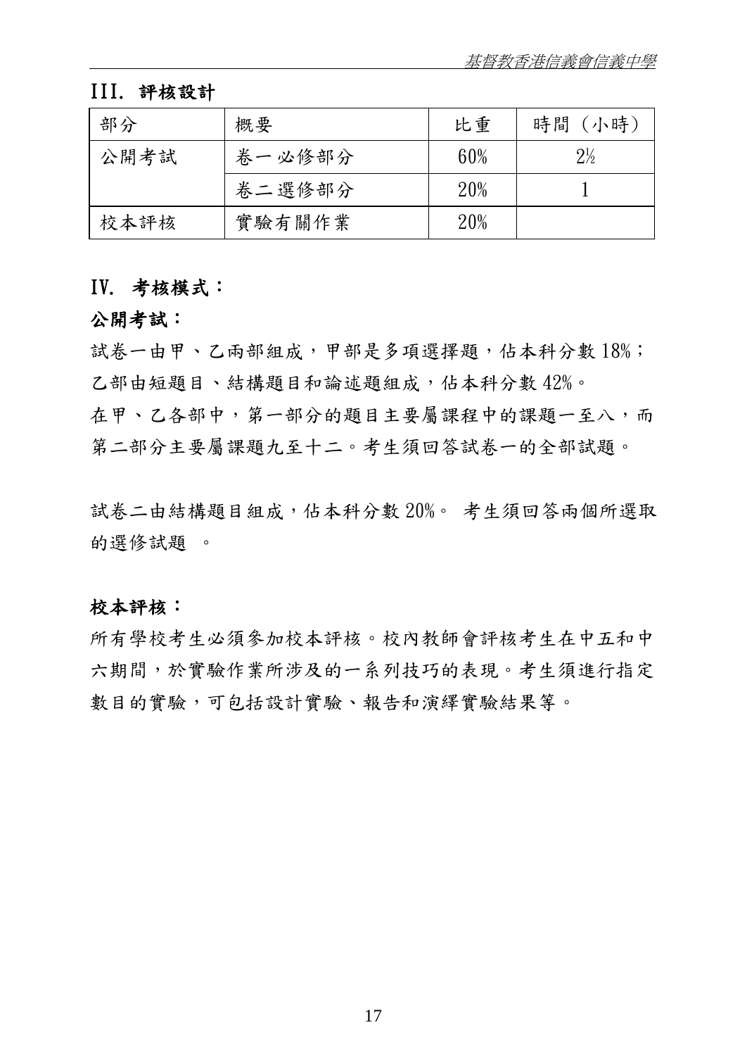## III. 評核設計

| 部分 | 概要 | 比重 | 時間（小時） |
|---|---|---|---|
| 公開考試 | 卷一 必修部分 | 60% | 2½ |
| | 卷二 選修部分 | 20% | 1 |
| 校本評核 | 實驗有關作業 | 20% | |

## IV. 考核模式：

### 公開考試：

試卷一由甲、乙兩部組成，甲部是多項選擇題，佔本科分數 18%；乙部由短題目、結構題目和論述題組成，佔本科分數 42%。

在甲、乙各部中，第一部分的題目主要屬課程中的課題一至八，而第二部分主要屬課題九至十二。考生須回答試卷一的全部試題。

試卷二由結構題目組成，佔本科分數 20%。 考生須回答兩個所選取的選修試題 。

### 校本評核：

所有學校考生必須參加校本評核。校內教師會評核考生在中五和中六期間，於實驗作業所涉及的一系列技巧的表現。考生須進行指定數目的實驗，可包括設計實驗、報告和演繹實驗結果等。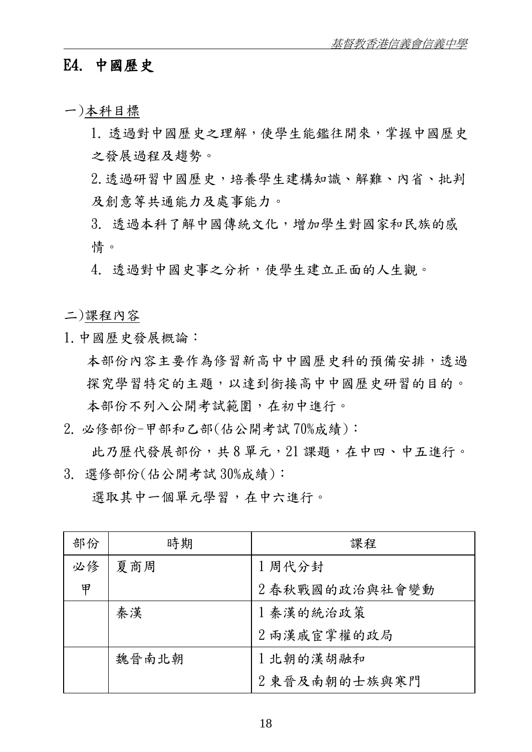## E4. 中國歷史

一)本科目標

1. 透過對中國歷史之理解，使學生能鑑往開來，掌握中國歷史之發展過程及趨勢。

2. 透過研習中國歷史，培養學生建構知識、解難、內省、批判及創意等共通能力及處事能力。

3. 透過本科了解中國傳統文化，增加學生對國家和民族的感情。

4. 透過對中國史事之分析，使學生建立正面的人生觀。

二)課程內容

1. 中國歷史發展概論：

本部份內容主要作為修習新高中中國歷史科的預備安排，透過探究學習特定的主題，以達到銜接高中中國歷史研習的目的。本部份不列入公開考試範圍，在初中進行。

2. 必修部份-甲部和乙部(佔公開考試 70%成績)：

此乃歷代發展部份，共 8 單元，21 課題，在中四、中五進行。

3. 選修部份(佔公開考試 30%成績)：

選取其中一個單元學習，在中六進行。

| 部份 | 時期 | 課程 |
|---|---|---|
| 必修<br>甲 | 夏商周 | 1 周代分封<br>2 春秋戰國的政治與社會變動 |
| | 秦漢 | 1 秦漢的統治政策<br>2 兩漢戚官掌權的政局 |
| | 魏晉南北朝 | 1 北朝的漢胡融和<br>2 東晉及南朝的士族與寒門 |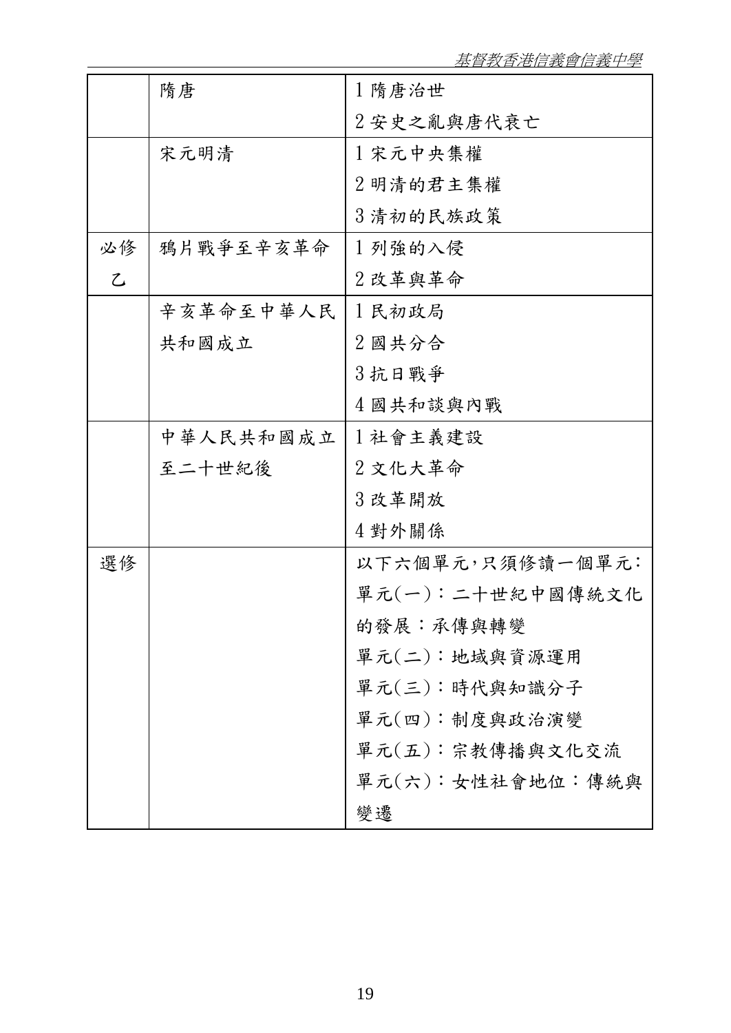| | | |
|---|---|---|
| | 隋唐 | 1 隋唐治世<br>2 安史之亂與唐代衰亡 |
| | 宋元明清 | 1 宋元中央集權<br>2 明清的君主集權<br>3 清初的民族政策 |
| 必修乙 | 鴉片戰爭至辛亥革命 | 1 列強的入侵<br>2 改革與革命 |
| | 辛亥革命至中華人民共和國成立 | 1 民初政局<br>2 國共分合<br>3 抗日戰爭<br>4 國共和談與內戰 |
| | 中華人民共和國成立至二十世紀後 | 1 社會主義建設<br>2 文化大革命<br>3 改革開放<br>4 對外關係 |
| 選修 | | 以下六個單元,只須修讀一個單元:<br>單元(一):二十世紀中國傳統文化的發展:承傳與轉變<br>單元(二):地域與資源運用<br>單元(三):時代與知識分子<br>單元(四):制度與政治演變<br>單元(五):宗教傳播與文化交流<br>單元(六):女性社會地位:傳統與變遷 |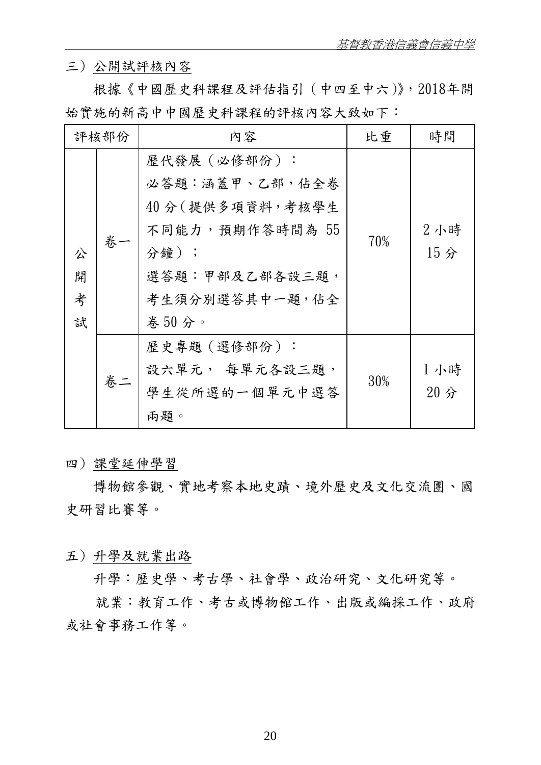三）公開試評核內容

根據《中國歷史科課程及評估指引（中四至中六）》，2018年開始實施的新高中中國歷史科課程的評核內容大致如下：

| 評核部份 | | 內容 | 比重 | 時間 |
|---|---|---|---|---|
| 公開考試 | 卷一 | 歷代發展（必修部份）：<br>必答題：涵蓋甲、乙部，佔全卷40分（提供多項資料，考核學生不同能力，預期作答時間為55分鐘）；<br>選答題：甲部及乙部各設三題，考生須分別選答其中一題，佔全卷50分。 | 70% | 2小時15分 |
| | 卷二 | 歷史專題（選修部份）：<br>設六單元， 每單元各設三題，學生從所選的一個單元中選答兩題。 | 30% | 1小時20分 |

四）課堂延伸學習

博物館參觀、實地考察本地史蹟、境外歷史及文化交流團、國史研習比賽等。

五）升學及就業出路

升學：歷史學、考古學、社會學、政治研究、文化研究等。

就業：教育工作、考古或博物館工作、出版或編採工作、政府或社會事務工作等。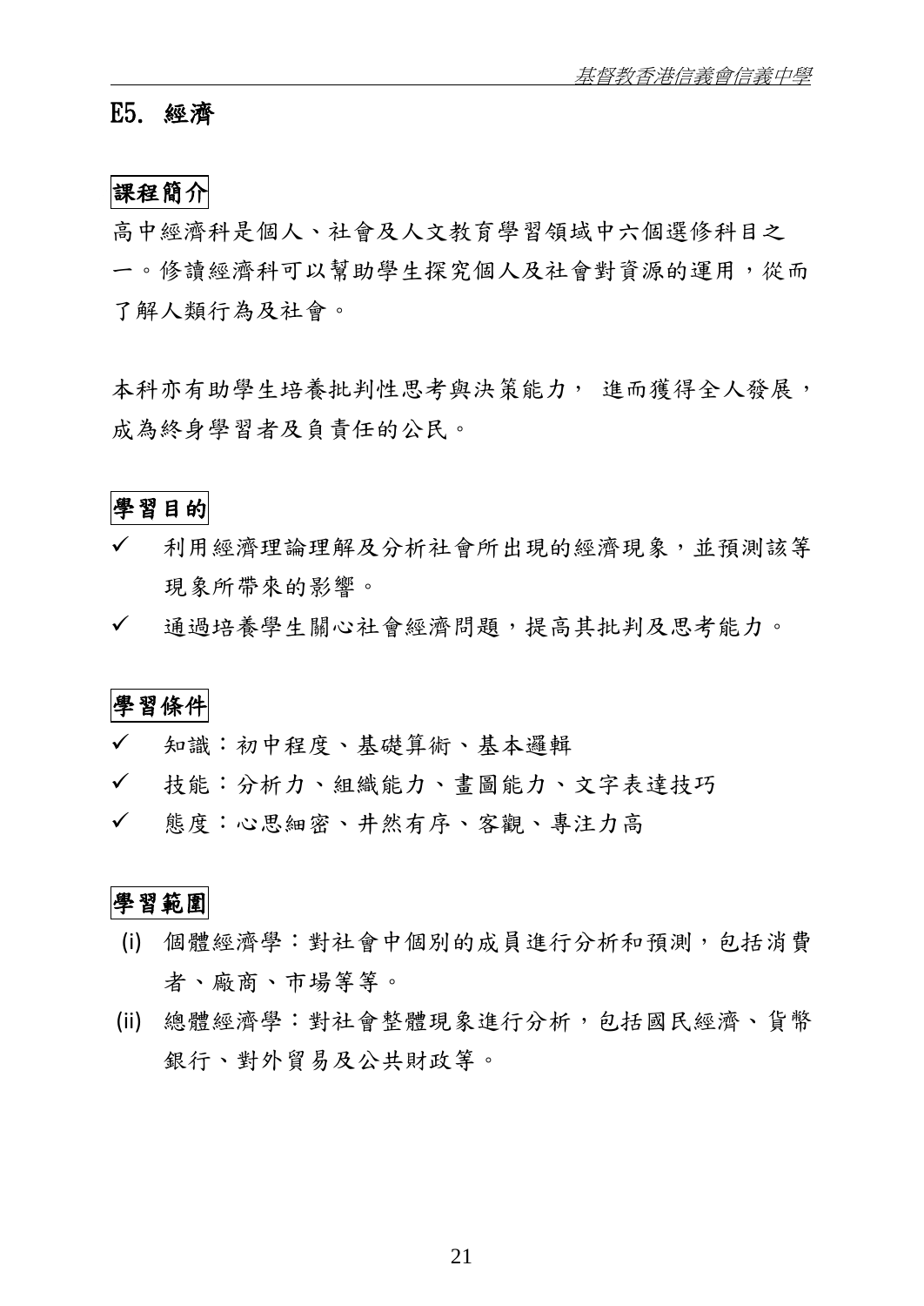## E5. 經濟

### 課程簡介

高中經濟科是個人、社會及人文教育學習領域中六個選修科目之一。修讀經濟科可以幫助學生探究個人及社會對資源的運用，從而了解人類行為及社會。

本科亦有助學生培養批判性思考與決策能力， 進而獲得全人發展，成為終身學習者及負責任的公民。

### 學習目的

- ✓ 利用經濟理論理解及分析社會所出現的經濟現象，並預測該等現象所帶來的影響。
- ✓ 通過培養學生關心社會經濟問題，提高其批判及思考能力。

### 學習條件

- ✓ 知識：初中程度、基礎算術、基本邏輯
- ✓ 技能：分析力、組織能力、畫圖能力、文字表達技巧
- ✓ 態度：心思細密、井然有序、客觀、專注力高

### 學習範圍

(i) 個體經濟學：對社會中個別的成員進行分析和預測，包括消費者、廠商、市場等等。

(ii) 總體經濟學：對社會整體現象進行分析，包括國民經濟、貨幣銀行、對外貿易及公共財政等。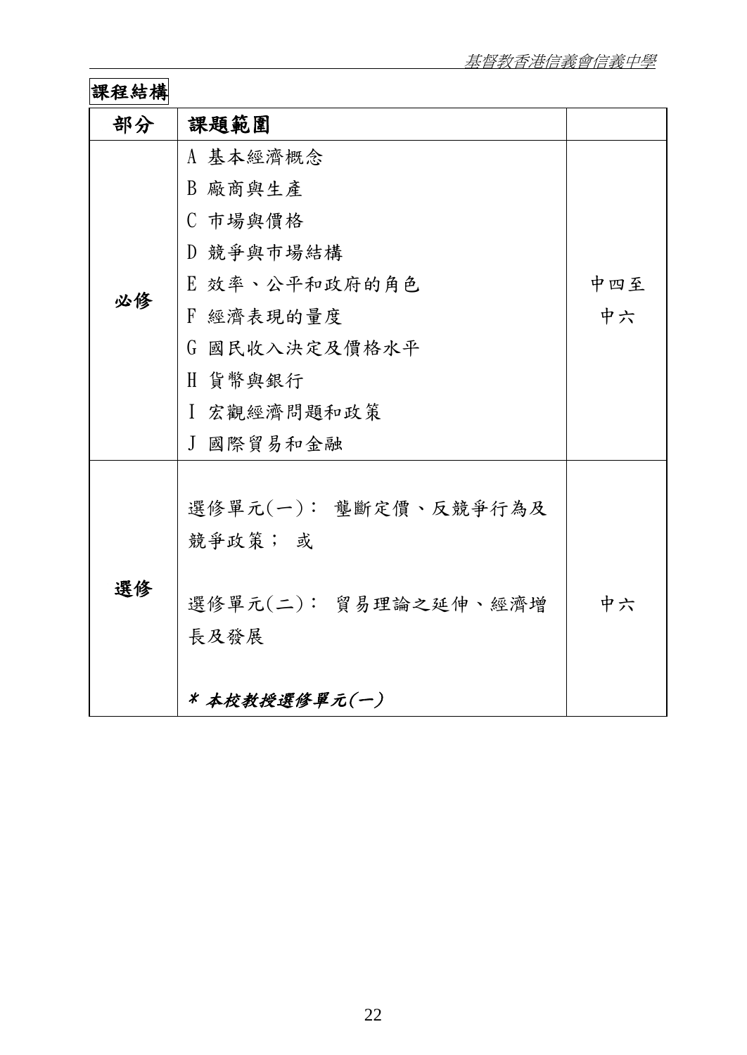**課程結構**

| 部分 | 課題範圍 | |
|---|---|---|
| 必修 | A 基本經濟概念<br>B 廠商與生產<br>C 市場與價格<br>D 競爭與市場結構<br>E 效率、公平和政府的角色<br>F 經濟表現的量度<br>G 國民收入決定及價格水平<br>H 貨幣與銀行<br>I 宏觀經濟問題和政策<br>J 國際貿易和金融 | 中四至中六 |
| 選修 | 選修單元(一)： 壟斷定價、反競爭行為及競爭政策； 或<br><br>選修單元(二)： 貿易理論之延伸、經濟增長及發展<br><br>***\* 本校教授選修單元(一)*** | 中六 |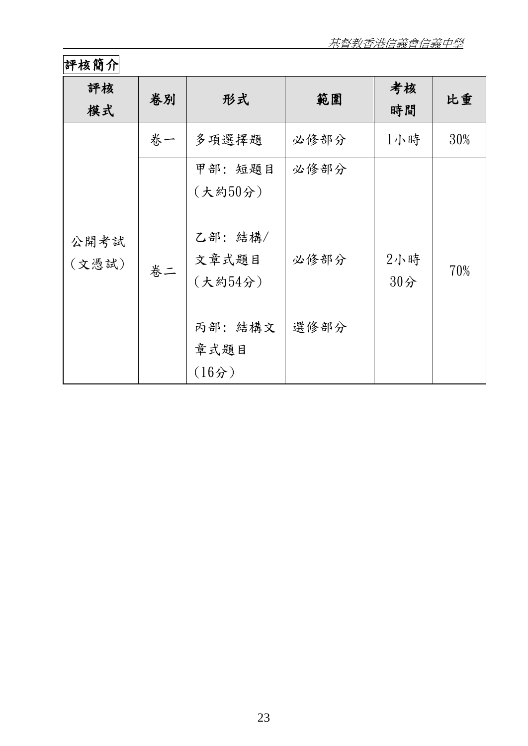## 評核簡介

| 評核模式 | 卷別 | 形式 | 範圍 | 考核時間 | 比重 |
|---|---|---|---|---|---|
| 公開考試（文憑試） | 卷一 | 多項選擇題 | 必修部分 | 1小時 | 30% |
| | 卷二 | 甲部：短題目（大約50分）<br><br>乙部：結構/文章式題目（大約54分）<br><br>丙部：結構文章式題目（16分） | 必修部分<br><br>必修部分<br><br>選修部分 | 2小時30分 | 70% |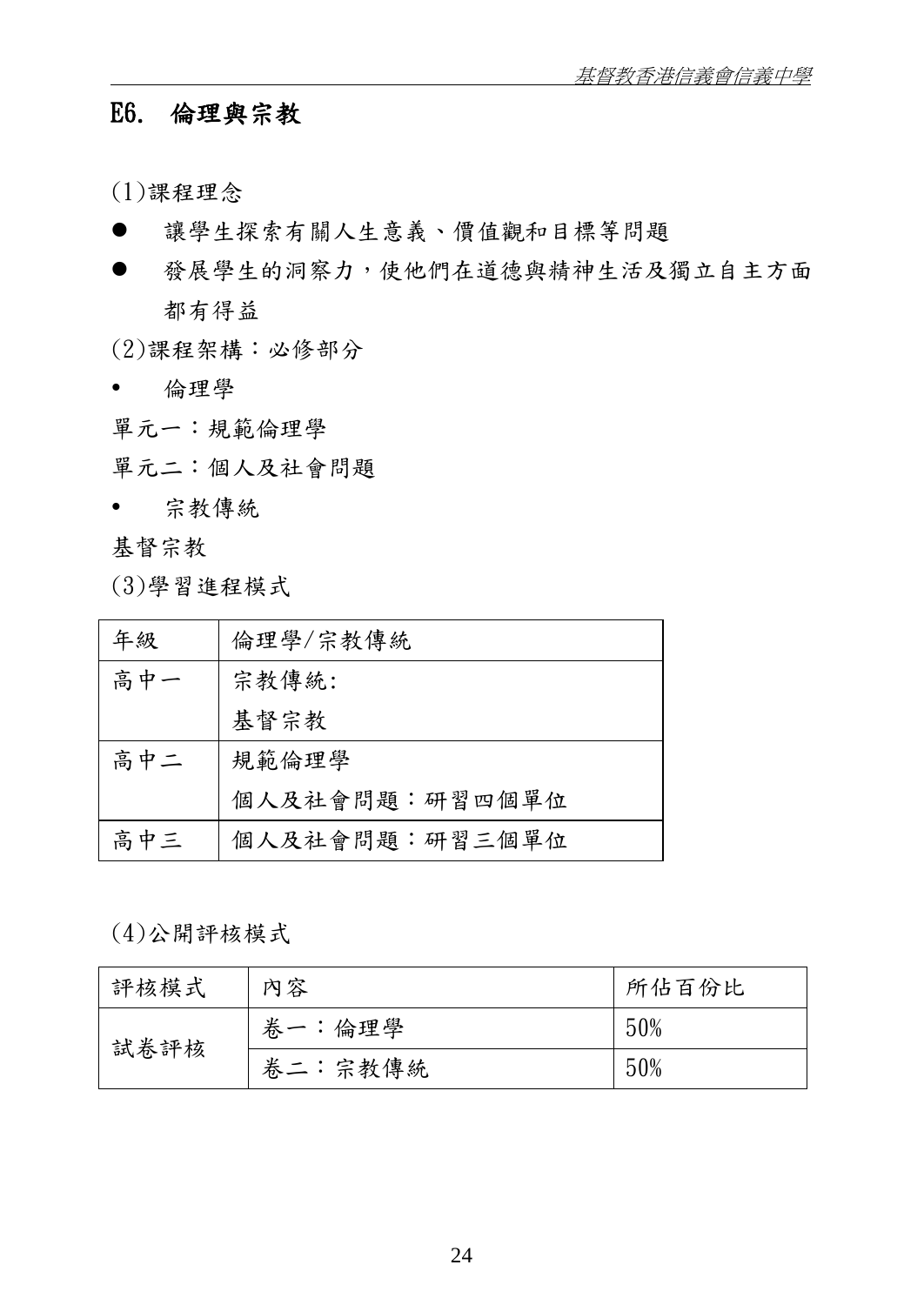## E6. 倫理與宗教

(1)課程理念

- 讓學生探索有關人生意義、價值觀和目標等問題
- 發展學生的洞察力，使他們在道德與精神生活及獨立自主方面都有得益

(2)課程架構：必修部分

- 倫理學

單元一：規範倫理學

單元二：個人及社會問題

- 宗教傳統

基督宗教

(3)學習進程模式

| 年級 | 倫理學/宗教傳統 |
|---|---|
| 高中一 | 宗教傳統:<br>基督宗教 |
| 高中二 | 規範倫理學<br>個人及社會問題：研習四個單位 |
| 高中三 | 個人及社會問題：研習三個單位 |

(4)公開評核模式

| 評核模式 | 內容 | 所佔百份比 |
|---|---|---|
| 試卷評核 | 卷一：倫理學 | 50% |
| | 卷二：宗教傳統 | 50% |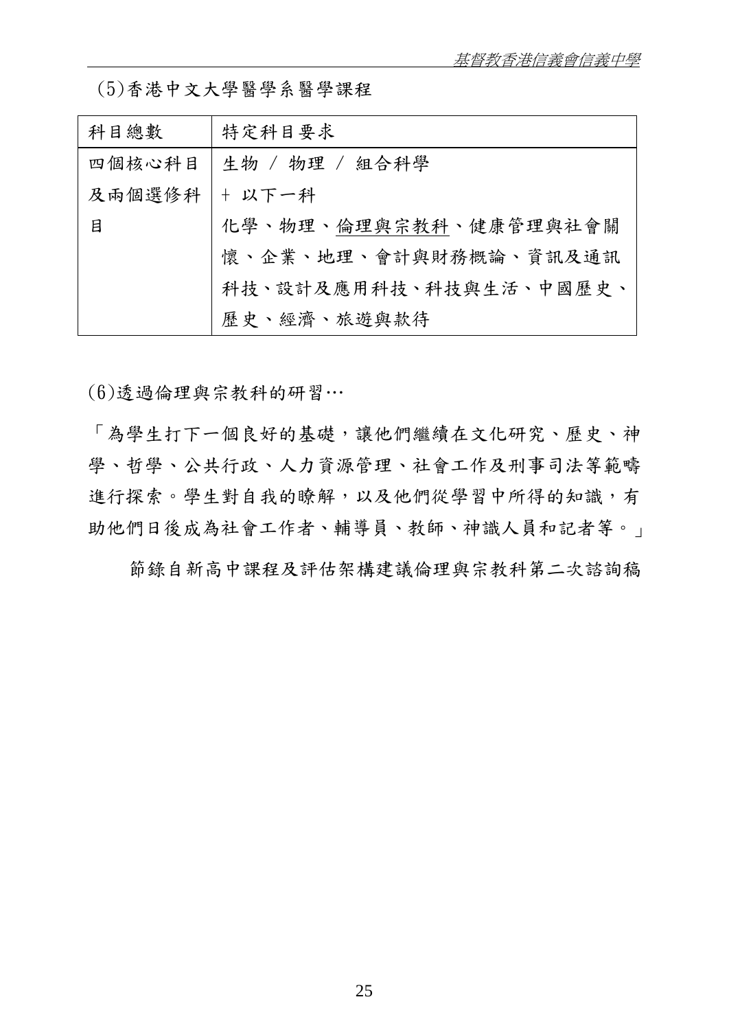(5)香港中文大學醫學系醫學課程

| 科目總數 | 特定科目要求 |
| --- | --- |
| 四個核心科目及兩個選修科目 | 生物 / 物理 / 組合科學<br>+ 以下一科<br>化學、物理、<u>倫理與宗教科</u>、健康管理與社會關懷、企業、地理、會計與財務概論、資訊及通訊科技、設計及應用科技、科技與生活、中國歷史、歷史、經濟、旅遊與款待 |

(6)透過倫理與宗教科的研習…

「為學生打下一個良好的基礎，讓他們繼續在文化研究、歷史、神學、哲學、公共行政、人力資源管理、社會工作及刑事司法等範疇進行探索。學生對自我的瞭解，以及他們從學習中所得的知識，有助他們日後成為社會工作者、輔導員、教師、神職人員和記者等。」

節錄自新高中課程及評估架構建議倫理與宗教科第二次諮詢稿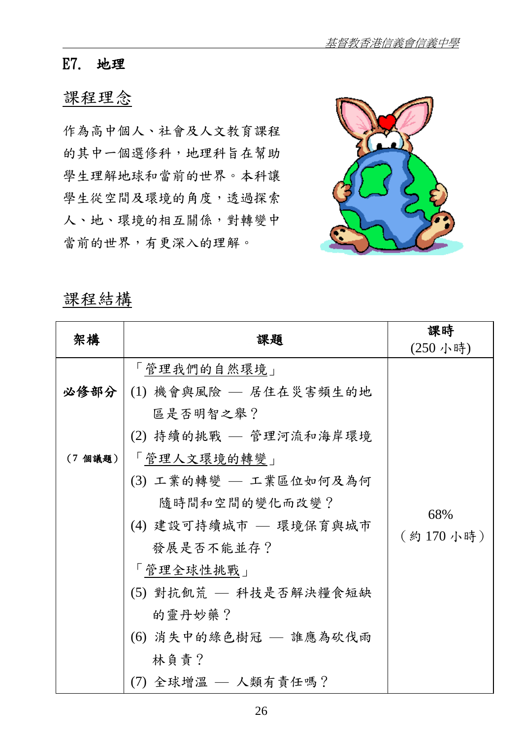## E7. 地理

### 課程理念

作為高中個人、社會及人文教育課程的其中一個選修科，地理科旨在幫助學生理解地球和當前的世界。本科讓學生從空間及環境的角度，透過探索人、地、環境的相互關係，對轉變中當前的世界，有更深入的理解。

### 課程結構

| 架構 | 課題 | 課時<br>(250 小時) |
|---|---|---|
| **必修部分**<br><br>（7 個議題） | 「管理我們的自然環境」<br>(1) 機會與風險 — 居住在災害頻生的地區是否明智之舉？<br>(2) 持續的挑戰 — 管理河流和海岸環境<br>「管理人文環境的轉變」<br>(3) 工業的轉變 — 工業區位如何及為何隨時間和空間的變化而改變？<br>(4) 建設可持續城市 — 環境保育與城市發展是否不能並存？<br>「管理全球性挑戰」<br>(5) 對抗飢荒 — 科技是否解決糧食短缺的靈丹妙藥？<br>(6) 消失中的綠色樹冠 — 誰應為砍伐雨林負責？<br>(7) 全球增溫 — 人類有責任嗎？ | 68%<br>（約 170 小時） |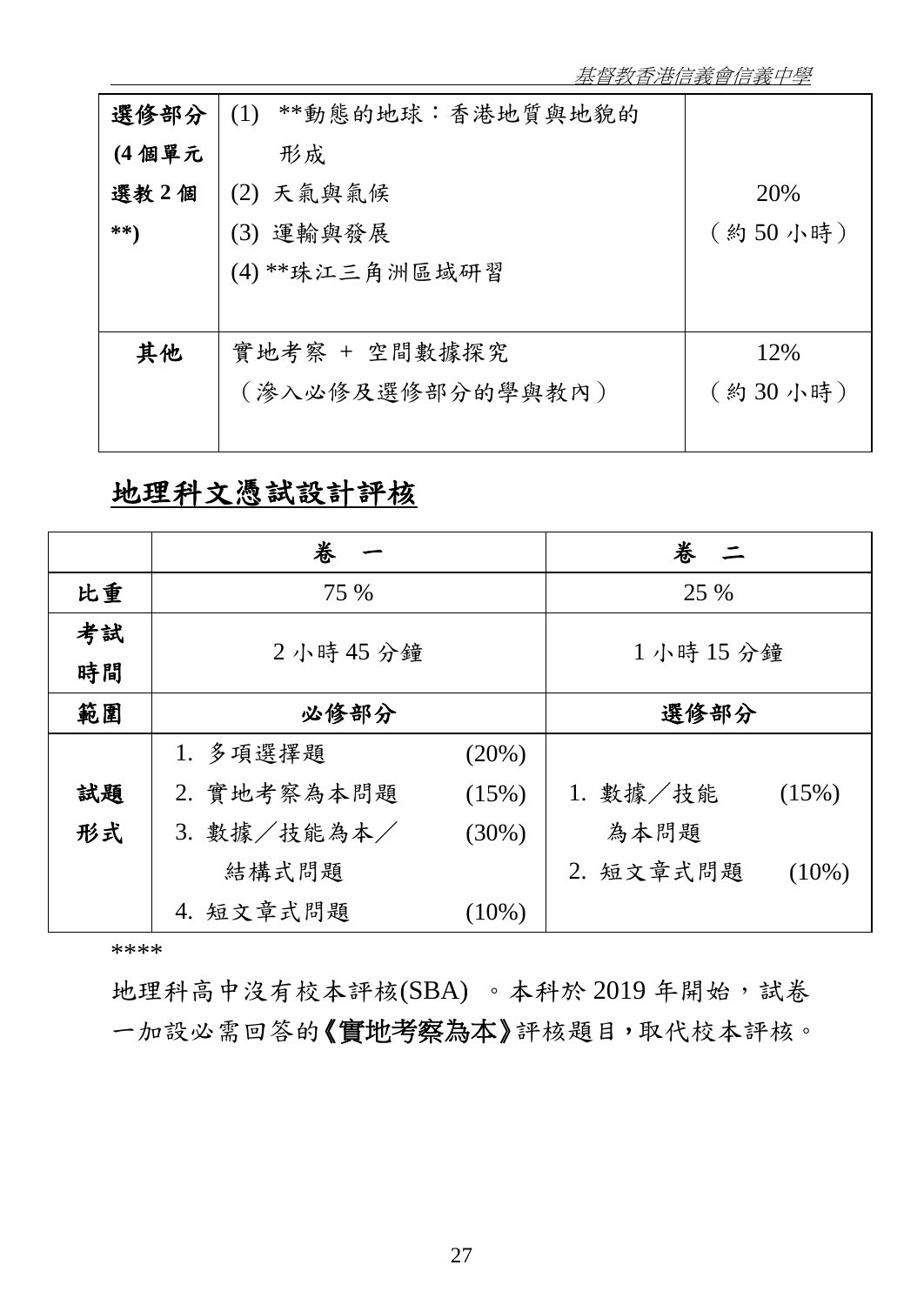| 選修部分 (4 個單元選教 2 個**) | (1) **動態的地球：香港地質與地貌的形成<br>(2) 天氣與氣候<br>(3) 運輸與發展<br>(4) **珠江三角洲區域研習 | 20%<br>（約 50 小時） |
|---|---|---|
| 其他 | 實地考察 + 空間數據探究<br>（滲入必修及選修部分的學與教內） | 12%<br>（約 30 小時） |

## 地理科文憑試設計評核

| | 卷 一 | 卷 二 |
|---|---|---|
| 比重 | 75 % | 25 % |
| 考試時間 | 2 小時 45 分鐘 | 1 小時 15 分鐘 |
| 範圍 | 必修部分 | 選修部分 |
| 試題形式 | 1. 多項選擇題 (20%)<br>2. 實地考察為本問題 (15%)<br>3. 數據／技能為本／結構式問題 (30%)<br>4. 短文章式問題 (10%) | 1. 數據／技能為本問題 (15%)<br>2. 短文章式問題 (10%) |

****

地理科高中沒有校本評核(SBA) 。本科於 2019 年開始，試卷一加設必需回答的**《實地考察為本》**評核題目，取代校本評核。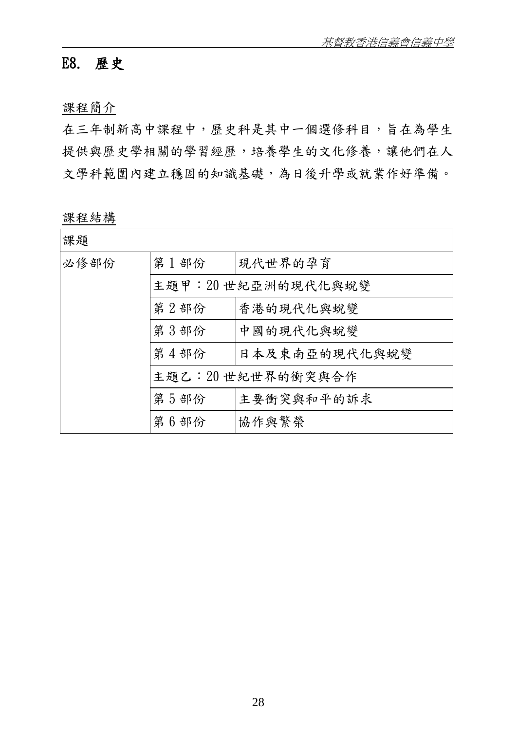## E8. 歷史

課程簡介

在三年制新高中課程中，歷史科是其中一個選修科目，旨在為學生提供與歷史學相關的學習經歷，培養學生的文化修養，讓他們在人文學科範圍內建立穩固的知識基礎，為日後升學或就業作好準備。

課程結構

| 課題 | | |
|---|---|---|
| 必修部份 | 第 1 部份 | 現代世界的孕育 |
| | 主題甲：20 世紀亞洲的現代化與蛻變 | |
| | 第 2 部份 | 香港的現代化與蛻變 |
| | 第 3 部份 | 中國的現代化與蛻變 |
| | 第 4 部份 | 日本及東南亞的現代化與蛻變 |
| | 主題乙：20 世紀世界的衝突與合作 | |
| | 第 5 部份 | 主要衝突與和平的訴求 |
| | 第 6 部份 | 協作與繁榮 |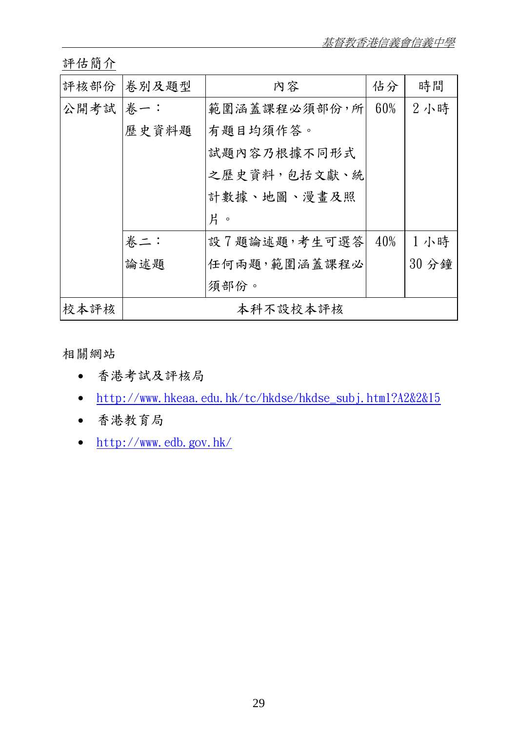評估簡介

| 評核部份 | 卷別及題型 | 內容 | 佔分 | 時間 |
|---|---|---|---|---|
| 公開考試 | 卷一：<br>歷史資料題 | 範圍涵蓋課程必須部份，所有題目均須作答。<br>試題內容乃根據不同形式之歷史資料，包括文獻、統計數據、地圖、漫畫及照片。 | 60% | 2 小時 |
| | 卷二：<br>論述題 | 設 7 題論述題，考生可選答任何兩題，範圍涵蓋課程必須部份。 | 40% | 1 小時 30 分鐘 |
| 校本評核 | 本科不設校本評核 | | | |

相關網站

- 香港考試及評核局
- http://www.hkeaa.edu.hk/tc/hkdse/hkdse_subj.html?A2&2&15
- 香港教育局
- http://www.edb.gov.hk/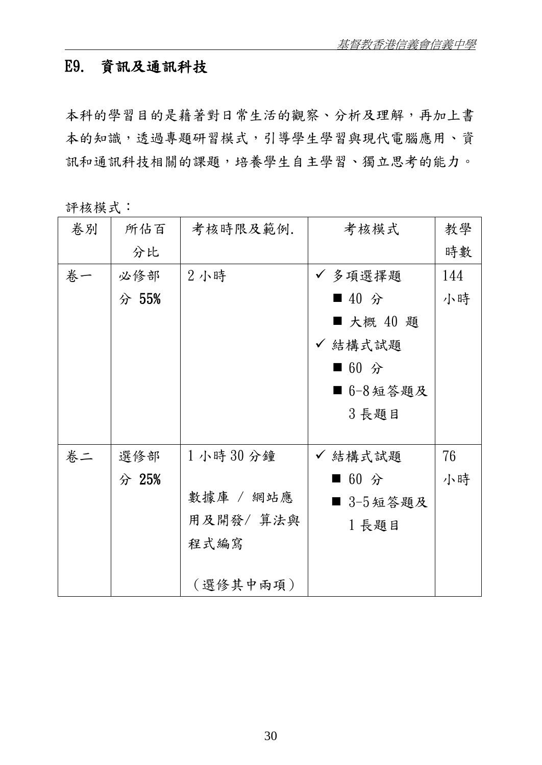## E9. 資訊及通訊科技

本科的學習目的是藉著對日常生活的觀察、分析及理解，再加上書本的知識，透過專題研習模式，引導學生學習與現代電腦應用、資訊和通訊科技相關的課題，培養學生自主學習、獨立思考的能力。

評核模式：

| 卷別 | 所佔百分比 | 考核時限及範例. | 考核模式 | 教學時數 |
|---|---|---|---|---|
| 卷一 | 必修部分 55% | 2 小時 | ✓ 多項選擇題<br>■ 40 分<br>■ 大概 40 題<br>✓ 結構式試題<br>■ 60 分<br>■ 6-8 短答題及 3 長題目 | 144 小時 |
| 卷二 | 選修部分 25% | 1 小時 30 分鐘<br><br>數據庫 / 網站應用及開發/ 算法與程式編寫<br><br>（選修其中兩項） | ✓ 結構式試題<br>■ 60 分<br>■ 3-5 短答題及 1 長題目 | 76 小時 |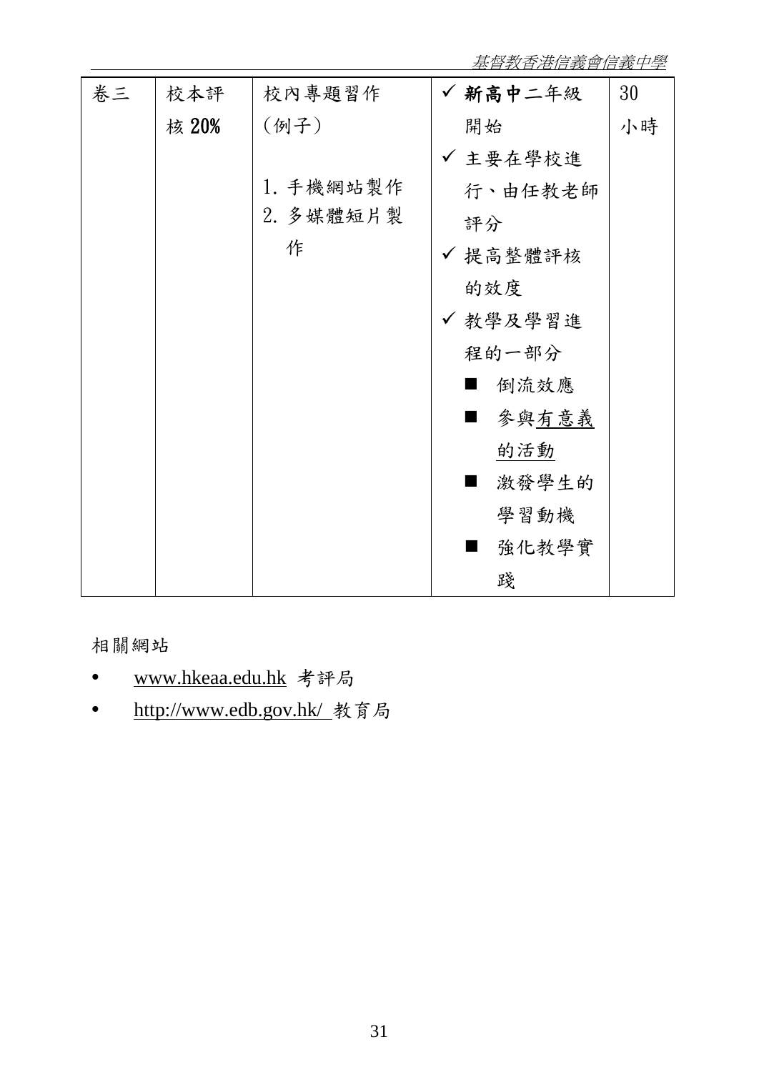| 卷三 | 校本評核 **20%** | 校內專題習作（例子）<br><br>1. 手機網站製作<br>2. 多媒體短片製作 | ✓ **新高中**二年級開始<br>✓ 主要在學校進行、由任教老師評分<br>✓ 提高整體評核的效度<br>✓ 教學及學習進程的一部分<br>■ 倒流效應<br>■ 參與<u>有意義的活動</u><br>■ 激發學生的學習動機<br>■ 強化教學實踐 | 30 小時 |
|---|---|---|---|---|

相關網站

- www.hkeaa.edu.hk 考評局
- http://www.edb.gov.hk/ 教育局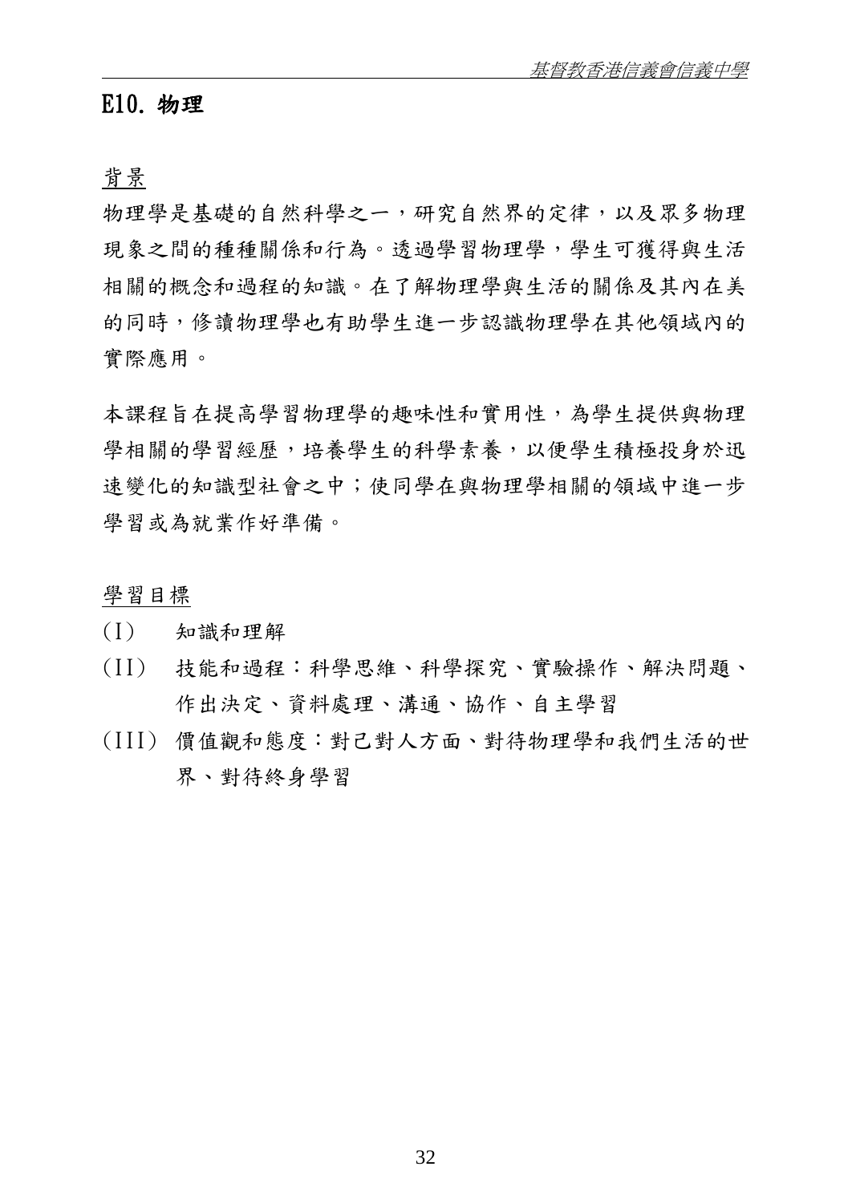## E10. 物理

背景

物理學是基礎的自然科學之一，研究自然界的定律，以及眾多物理現象之間的種種關係和行為。透過學習物理學，學生可獲得與生活相關的概念和過程的知識。在了解物理學與生活的關係及其內在美的同時，修讀物理學也有助學生進一步認識物理學在其他領域內的實際應用。

本課程旨在提高學習物理學的趣味性和實用性，為學生提供與物理學相關的學習經歷，培養學生的科學素養，以便學生積極投身於迅速變化的知識型社會之中；使同學在與物理學相關的領域中進一步學習或為就業作好準備。

學習目標

(I) 知識和理解

(II) 技能和過程：科學思維、科學探究、實驗操作、解決問題、作出決定、資料處理、溝通、協作、自主學習

(III) 價值觀和態度：對己對人方面、對待物理學和我們生活的世界、對待終身學習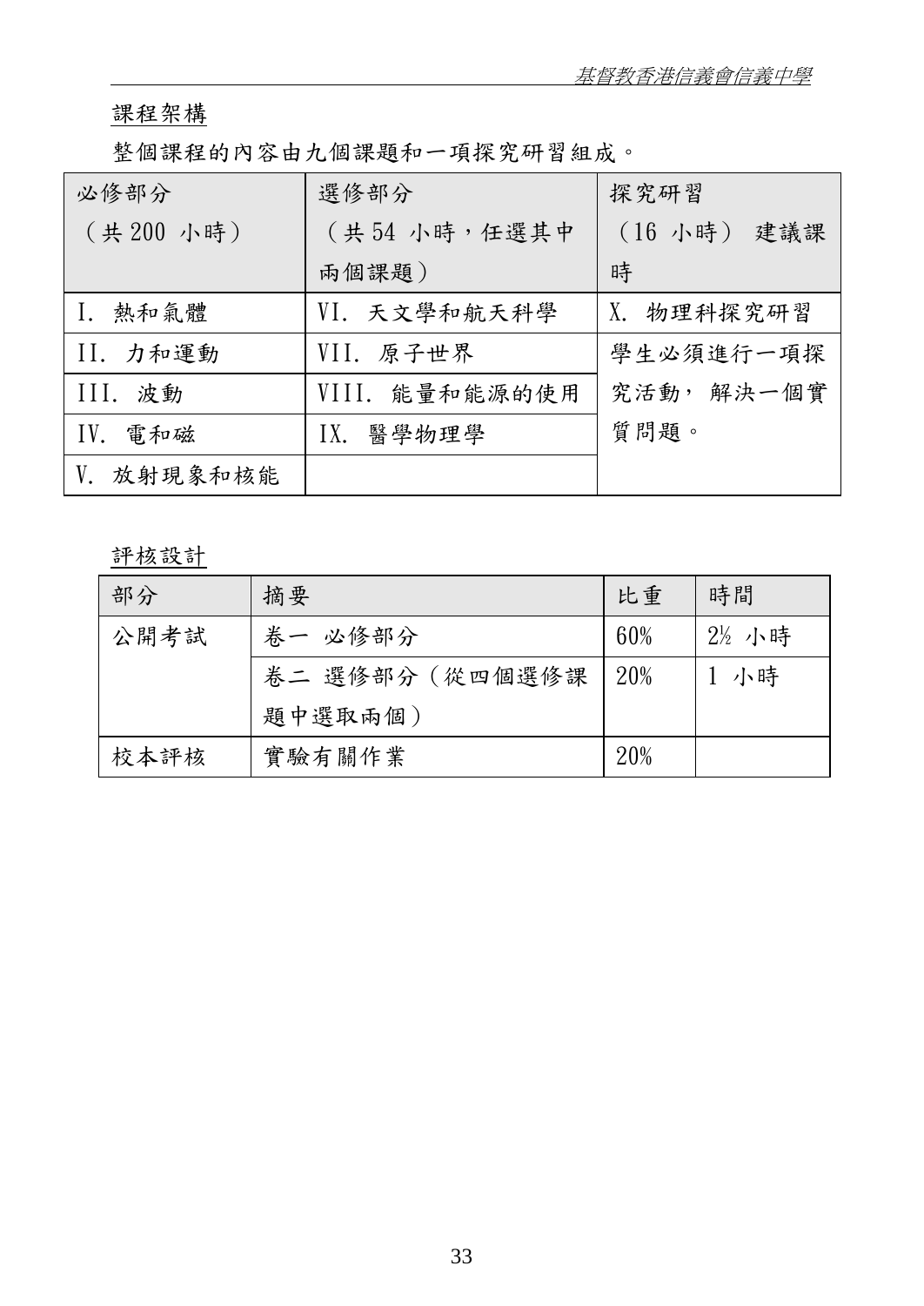課程架構

整個課程的內容由九個課題和一項探究研習組成。

| 必修部分（共 200 小時） | 選修部分（共 54 小時，任選其中兩個課題） | 探究研習（16 小時）建議課時 |
|---|---|---|
| I. 熱和氣體 | VI. 天文學和航天科學 | X. 物理科探究研習 |
| II. 力和運動 | VII. 原子世界 | 學生必須進行一項探究活動，解決一個實質問題。 |
| III. 波動 | VIII. 能量和能源的使用 | |
| IV. 電和磁 | IX. 醫學物理學 | |
| V. 放射現象和核能 | | |

評核設計

| 部分 | 摘要 | 比重 | 時間 |
|---|---|---|---|
| 公開考試 | 卷一 必修部分 | 60% | 2½ 小時 |
| | 卷二 選修部分（從四個選修課題中選取兩個） | 20% | 1 小時 |
| 校本評核 | 實驗有關作業 | 20% | |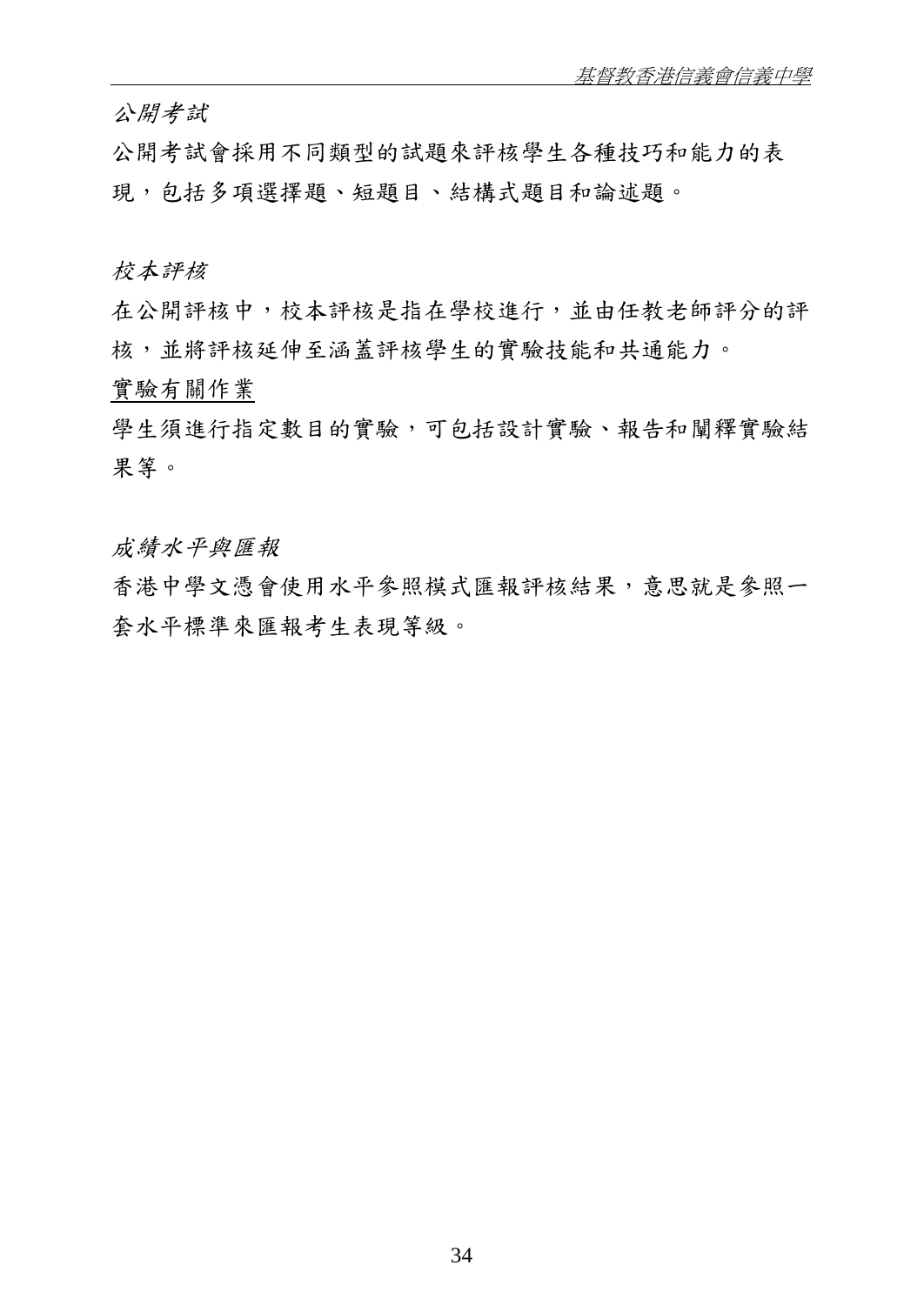*公開考試*

公開考試會採用不同類型的試題來評核學生各種技巧和能力的表現，包括多項選擇題、短題目、結構式題目和論述題。

*校本評核*

在公開評核中，校本評核是指在學校進行，並由任教老師評分的評核，並將評核延伸至涵蓋評核學生的實驗技能和共通能力。

<u>實驗有關作業</u>

學生須進行指定數目的實驗，可包括設計實驗、報告和闡釋實驗結果等。

*成績水平與匯報*

香港中學文憑會使用水平參照模式匯報評核結果，意思就是參照一套水平標準來匯報考生表現等級。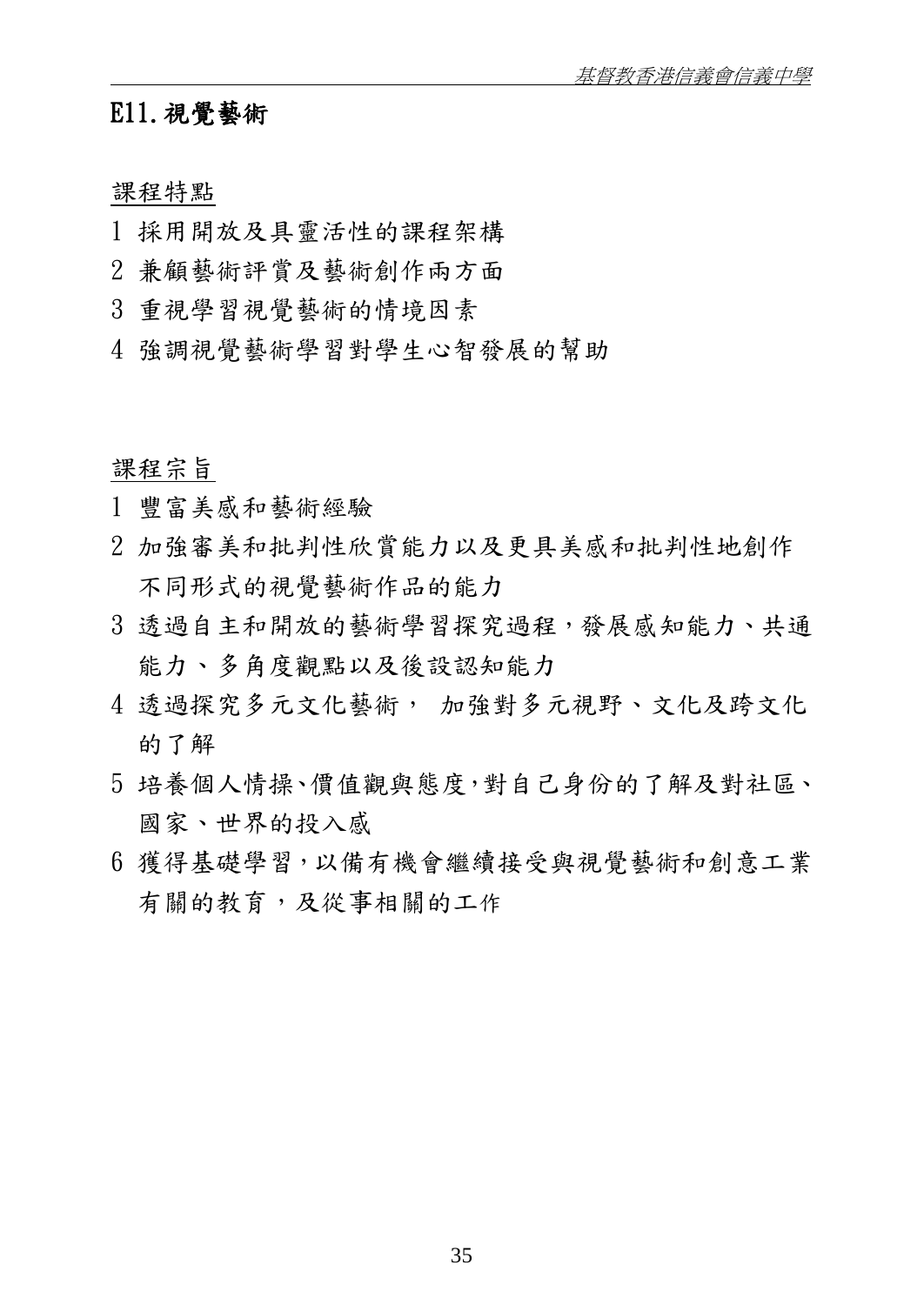## E11. 視覺藝術

課程特點

1 採用開放及具靈活性的課程架構
2 兼顧藝術評賞及藝術創作兩方面
3 重視學習視覺藝術的情境因素
4 強調視覺藝術學習對學生心智發展的幫助

課程宗旨

1 豐富美感和藝術經驗
2 加強審美和批判性欣賞能力以及更具美感和批判性地創作不同形式的視覺藝術作品的能力
3 透過自主和開放的藝術學習探究過程，發展感知能力、共通能力、多角度觀點以及後設認知能力
4 透過探究多元文化藝術， 加強對多元視野、文化及跨文化的了解
5 培養個人情操、價值觀與態度，對自己身份的了解及對社區、國家、世界的投入感
6 獲得基礎學習，以備有機會繼續接受與視覺藝術和創意工業有關的教育，及從事相關的工作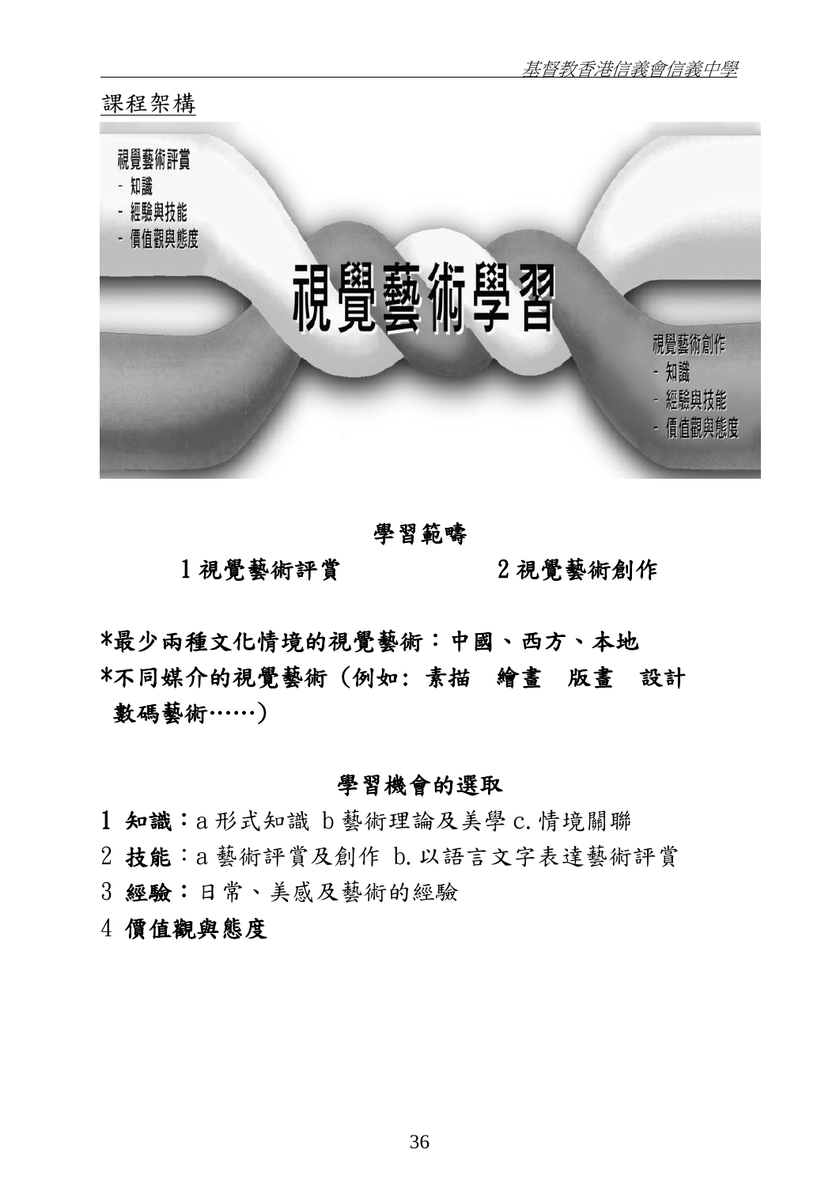課程架構

視覺藝術評賞
- 知識
- 經驗與技能
- 價值觀與態度

視覺藝術學習

視覺藝術創作
- 知識
- 經驗與技能
- 價值觀與態度

## 學習範疇

1 視覺藝術評賞　　　　　　2 視覺藝術創作

**\*最少兩種文化情境的視覺藝術：中國、西方、本地**

**\*不同媒介的視覺藝術（例如：素描　繪畫　版畫　設計　數碼藝術……）**

## 學習機會的選取

1 **知識**：a 形式知識 b 藝術理論及美學 c. 情境關聯

2 **技能**：a 藝術評賞及創作 b. 以語言文字表達藝術評賞

3 **經驗**：日常、美感及藝術的經驗

4 **價值觀與態度**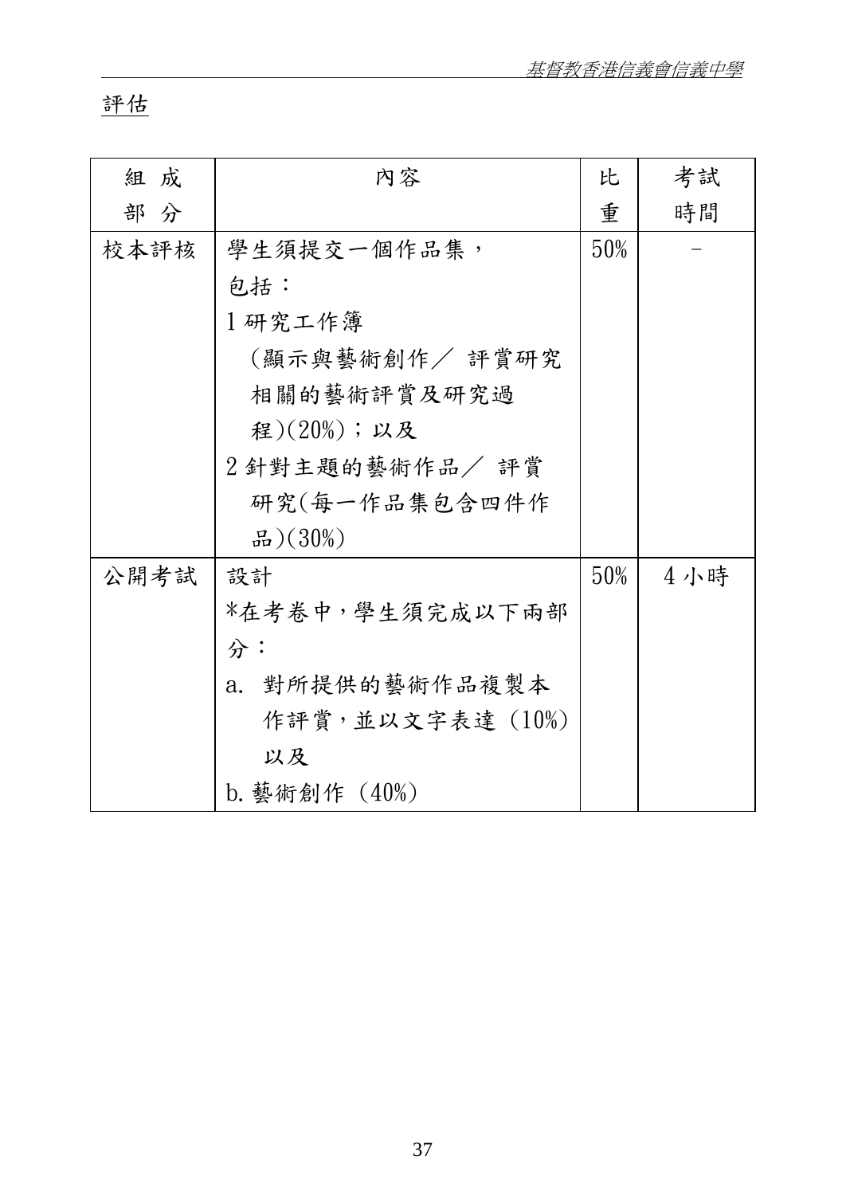評估

| 組成部分 | 內容 | 比重 | 考試時間 |
| --- | --- | --- | --- |
| 校本評核 | 學生須提交一個作品集，包括：<br>1 研究工作簿(顯示與藝術創作／ 評賞研究相關的藝術評賞及研究過程)(20%)；以及<br>2 針對主題的藝術作品／ 評賞研究(每一作品集包含四件作品)(30%) | 50% | – |
| 公開考試 | 設計<br>*在考卷中，學生須完成以下兩部分：<br>a. 對所提供的藝術作品複製本作評賞，並以文字表達 (10%) 以及<br>b. 藝術創作 (40%) | 50% | 4 小時 |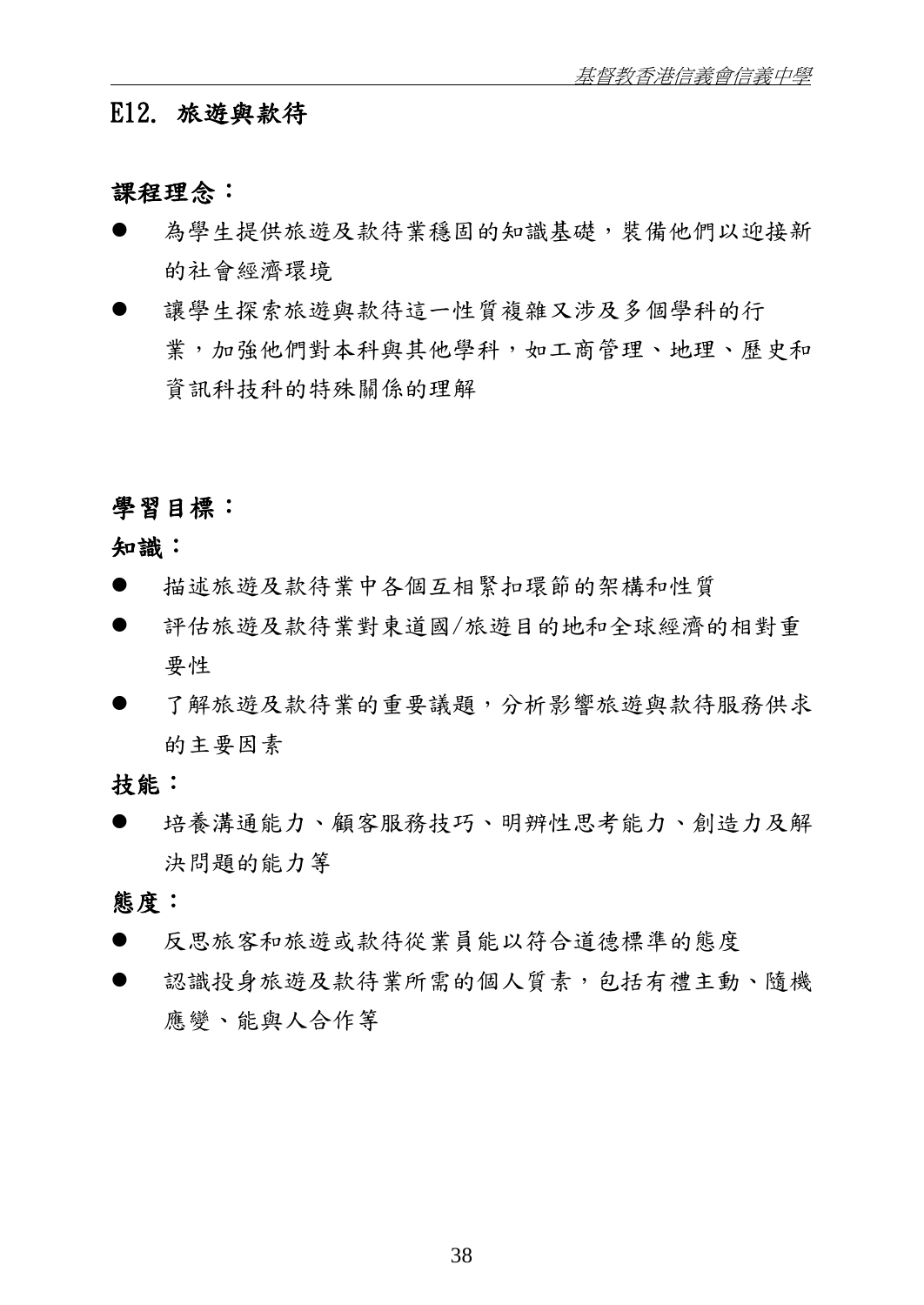## E12. 旅遊與款待

### 課程理念：

- 為學生提供旅遊及款待業穩固的知識基礎，裝備他們以迎接新的社會經濟環境
- 讓學生探索旅遊與款待這一性質複雜又涉及多個學科的行業，加強他們對本科與其他學科，如工商管理、地理、歷史和資訊科技科的特殊關係的理解

### 學習目標：

**知識：**

- 描述旅遊及款待業中各個互相緊扣環節的架構和性質
- 評估旅遊及款待業對東道國/旅遊目的地和全球經濟的相對重要性
- 了解旅遊及款待業的重要議題，分析影響旅遊與款待服務供求的主要因素

**技能：**

- 培養溝通能力、顧客服務技巧、明辨性思考能力、創造力及解決問題的能力等

**態度：**

- 反思旅客和旅遊或款待從業員能以符合道德標準的態度
- 認識投身旅遊及款待業所需的個人質素，包括有禮主動、隨機應變、能與人合作等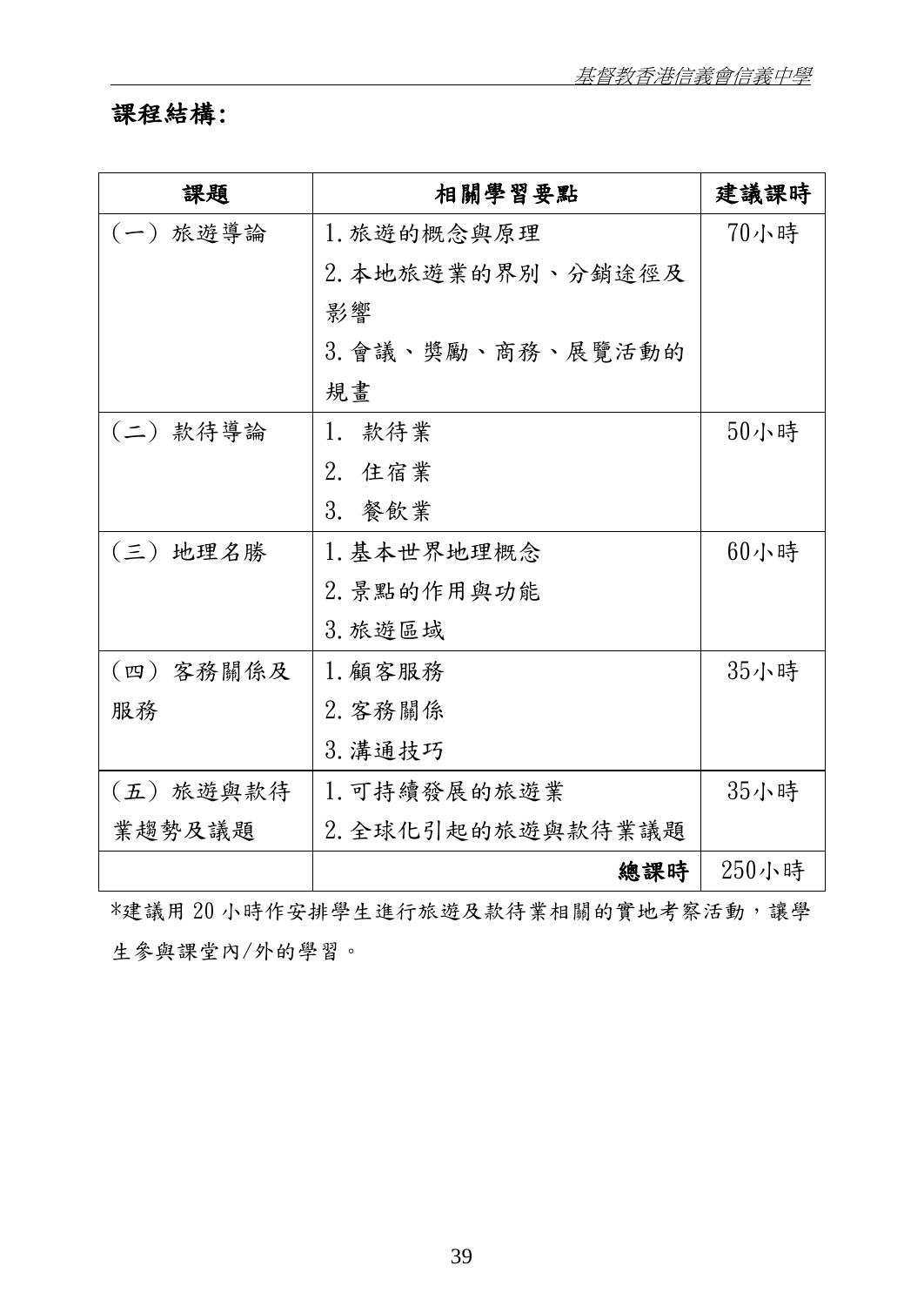**課程結構:**

| 課題 | 相關學習要點 | 建議課時 |
|---|---|---|
| (一) 旅遊導論 | 1.旅遊的概念與原理<br>2.本地旅遊業的界別、分銷途徑及影響<br>3.會議、獎勵、商務、展覽活動的規畫 | 70小時 |
| (二) 款待導論 | 1. 款待業<br>2. 住宿業<br>3. 餐飲業 | 50小時 |
| (三) 地理名勝 | 1.基本世界地理概念<br>2.景點的作用與功能<br>3.旅遊區域 | 60小時 |
| (四) 客務關係及服務 | 1.顧客服務<br>2.客務關係<br>3.溝通技巧 | 35小時 |
| (五) 旅遊與款待業趨勢及議題 | 1.可持續發展的旅遊業<br>2.全球化引起的旅遊與款待業議題 | 35小時 |
| | **總課時** | 250小時 |

*建議用 20 小時作安排學生進行旅遊及款待業相關的實地考察活動，讓學生參與課堂內/外的學習。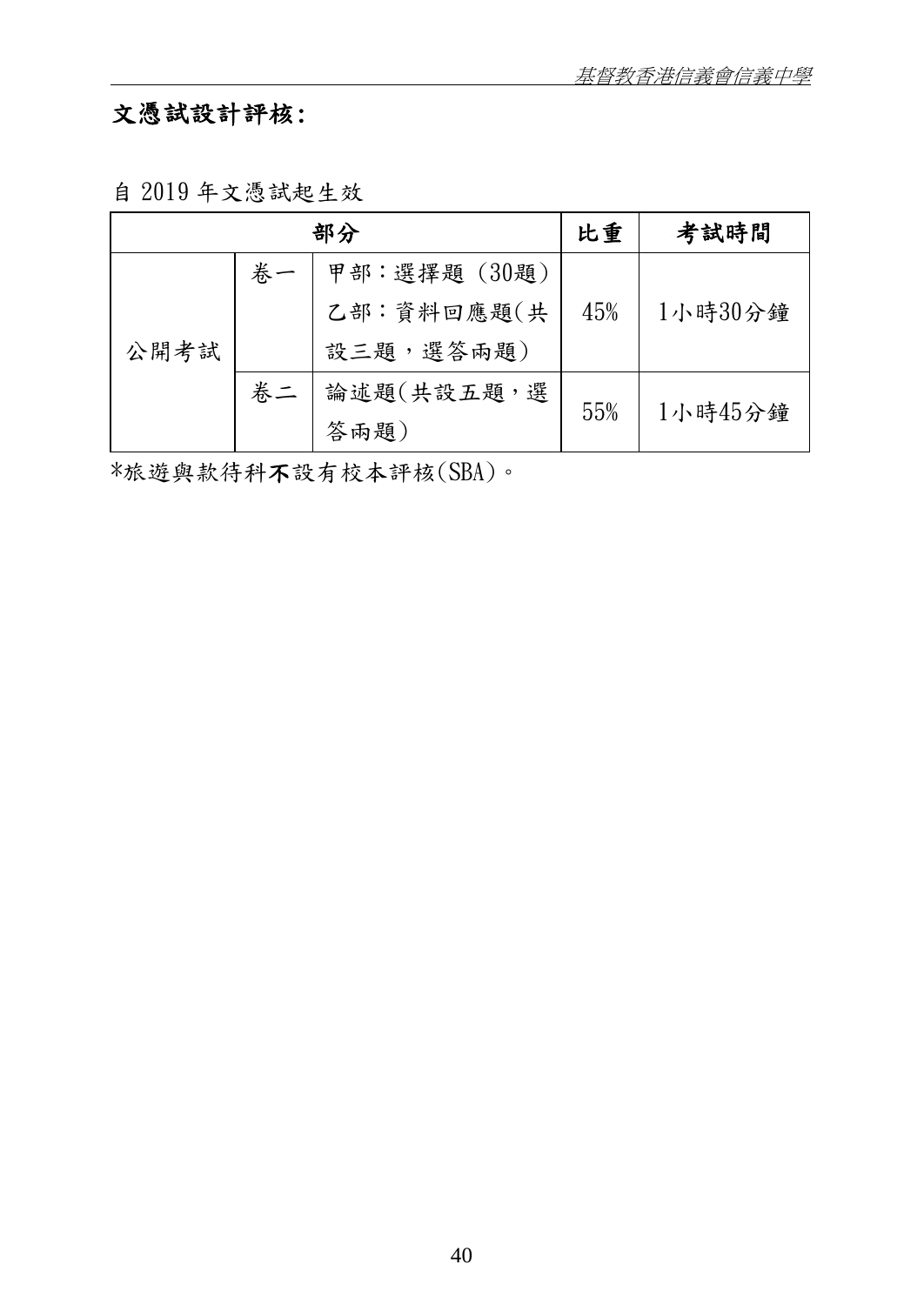## 文憑試設計評核：

自 2019 年文憑試起生效

| 部分 | | | 比重 | 考試時間 |
|---|---|---|---|---|
| 公開考試 | 卷一 | 甲部：選擇題 (30題)<br>乙部：資料回應題(共設三題，選答兩題) | 45% | 1小時30分鐘 |
| | 卷二 | 論述題(共設五題，選答兩題) | 55% | 1小時45分鐘 |

*旅遊與款待科**不**設有校本評核(SBA)。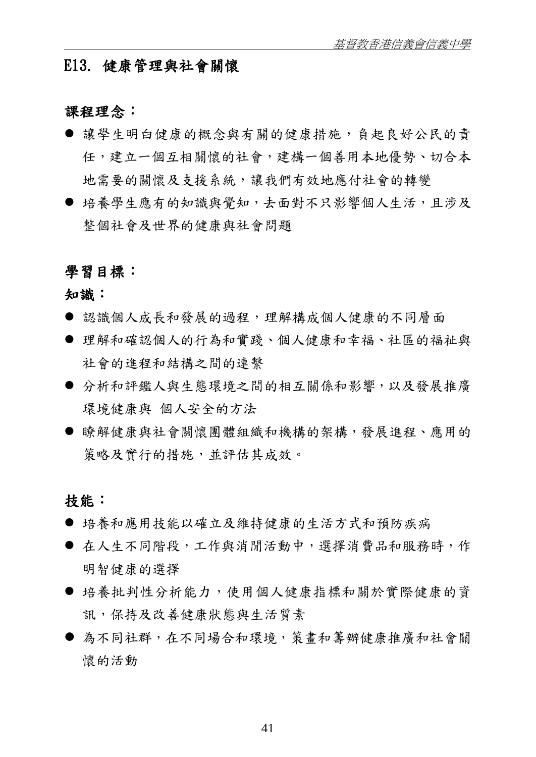## E13. 健康管理與社會關懷

### 課程理念：

- 讓學生明白健康的概念與有關的健康措施，負起良好公民的責任，建立一個互相關懷的社會，建構一個善用本地優勢、切合本地需要的關懷及支援系統，讓我們有效地應付社會的轉變
- 培養學生應有的知識與覺知，去面對不只影響個人生活，且涉及整個社會及世界的健康與社會問題

### 學習目標：

#### 知識：

- 認識個人成長和發展的過程，理解構成個人健康的不同層面
- 理解和確認個人的行為和實踐、個人健康和幸福、社區的福祉與社會的進程和結構之間的連繫
- 分析和評鑑人與生態環境之間的相互關係和影響，以及發展推廣環境健康與 個人安全的方法
- 瞭解健康與社會關懷團體組織和機構的架構，發展進程、應用的策略及實行的措施，並評估其成效。

#### 技能：

- 培養和應用技能以確立及維持健康的生活方式和預防疾病
- 在人生不同階段，工作與消閒活動中，選擇消費品和服務時，作明智健康的選擇
- 培養批判性分析能力，使用個人健康指標和關於實際健康的資訊，保持及改善健康狀態與生活質素
- 為不同社群，在不同場合和環境，策畫和籌辦健康推廣和社會關懷的活動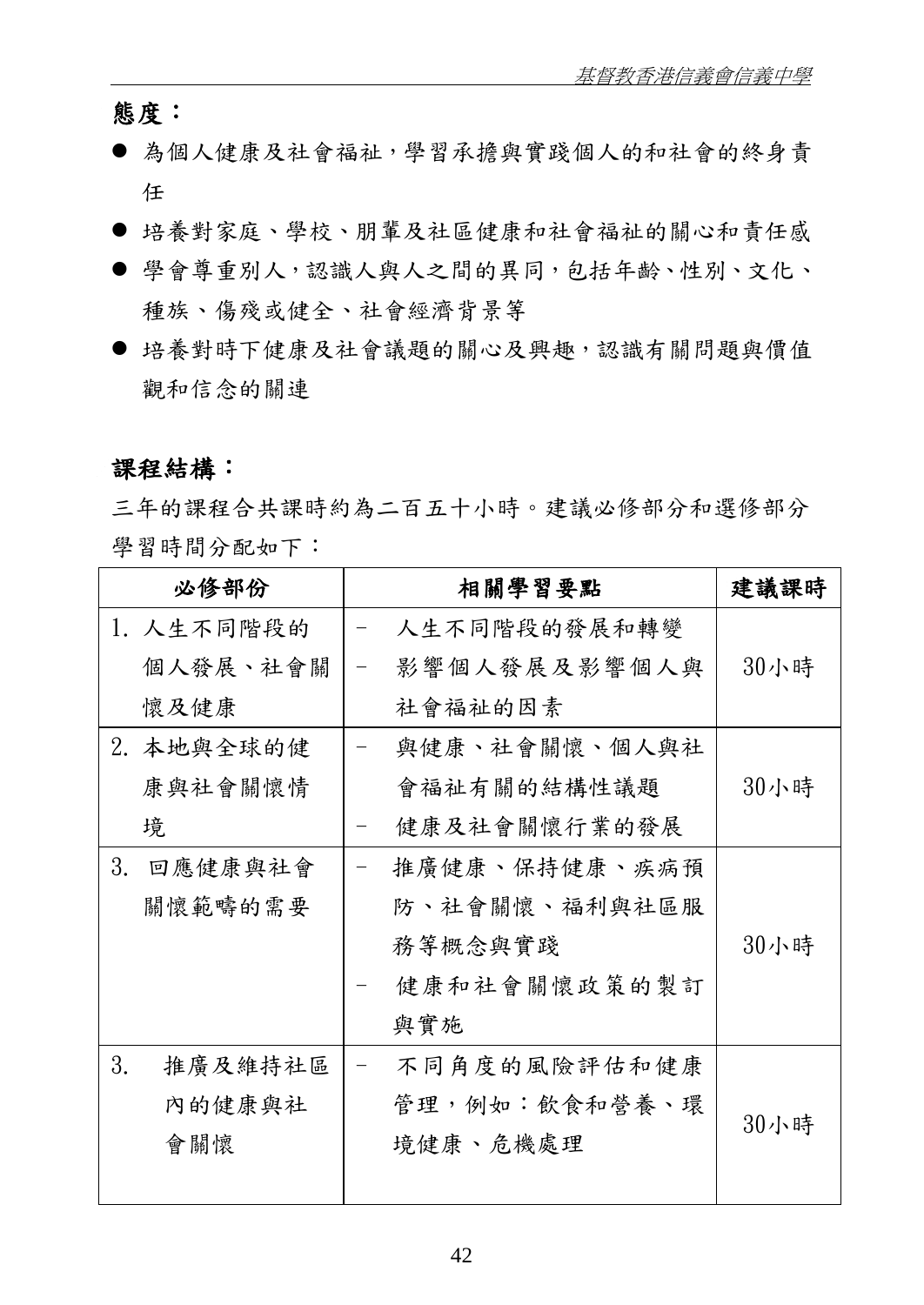**態度：**

- 為個人健康及社會福祉，學習承擔與實踐個人的和社會的終身責任
- 培養對家庭、學校、朋輩及社區健康和社會福祉的關心和責任感
- 學會尊重別人，認識人與人之間的異同，包括年齡、性別、文化、種族、傷殘或健全、社會經濟背景等
- 培養對時下健康及社會議題的關心及興趣，認識有關問題與價值觀和信念的關連

**課程結構：**

三年的課程合共課時約為二百五十小時。建議必修部分和選修部分學習時間分配如下：

| 必修部份 | 相關學習要點 | 建議課時 |
|---|---|---|
| 1. 人生不同階段的個人發展、社會關懷及健康 | - 人生不同階段的發展和轉變<br>- 影響個人發展及影響個人與社會福祉的因素 | 30小時 |
| 2. 本地與全球的健康與社會關懷情境 | - 與健康、社會關懷、個人與社會福祉有關的結構性議題<br>- 健康及社會關懷行業的發展 | 30小時 |
| 3. 回應健康與社會關懷範疇的需要 | - 推廣健康、保持健康、疾病預防、社會關懷、福利與社區服務等概念與實踐<br>- 健康和社會關懷政策的製訂與實施 | 30小時 |
| 3. 推廣及維持社區內的健康與社會關懷 | - 不同角度的風險評估和健康管理，例如：飲食和營養、環境健康、危機處理 | 30小時 |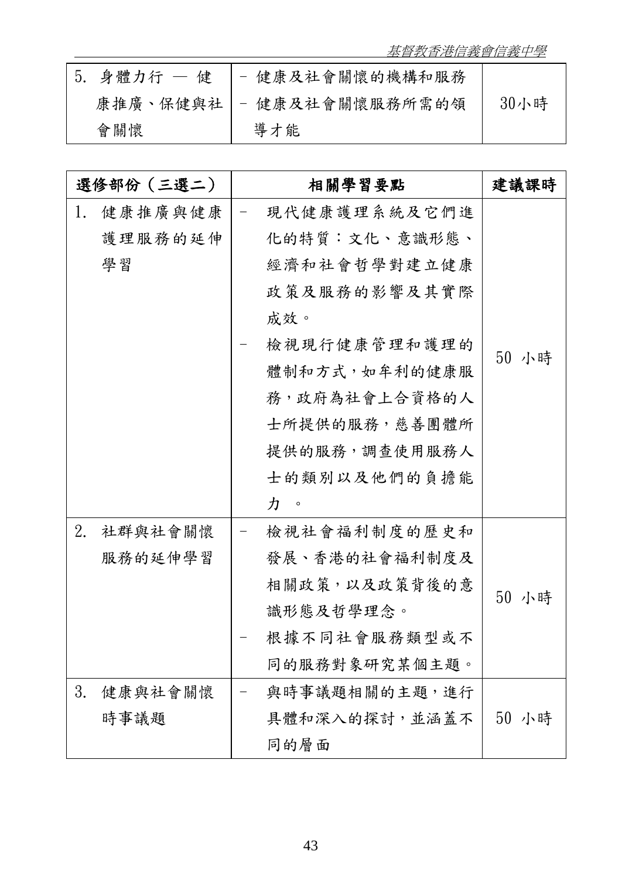| 5. 身體力行 — 健康推廣、保健與社會關懷 | - 健康及社會關懷的機構和服務<br>- 健康及社會關懷服務所需的領導才能 | 30小時 |
|---|---|---|

| 選修部份（三選二） | 相關學習要點 | 建議課時 |
|---|---|---|
| 1. 健康推廣與健康護理服務的延伸學習 | - 現代健康護理系統及它們進化的特質：文化、意識形態、經濟和社會哲學對建立健康政策及服務的影響及其實際成效。<br>- 檢視現行健康管理和護理的體制和方式，如牟利的健康服務，政府為社會上合資格的人士所提供的服務，慈善團體所提供的服務，調查使用服務人士的類別以及他們的負擔能力 。 | 50 小時 |
| 2. 社群與社會關懷服務的延伸學習 | - 檢視社會福利制度的歷史和發展、香港的社會福利制度及相關政策，以及政策背後的意識形態及哲學理念。<br>- 根據不同社會服務類型或不同的服務對象研究某個主題。 | 50 小時 |
| 3. 健康與社會關懷時事議題 | - 與時事議題相關的主題，進行具體和深入的探討，並涵蓋不同的層面 | 50 小時 |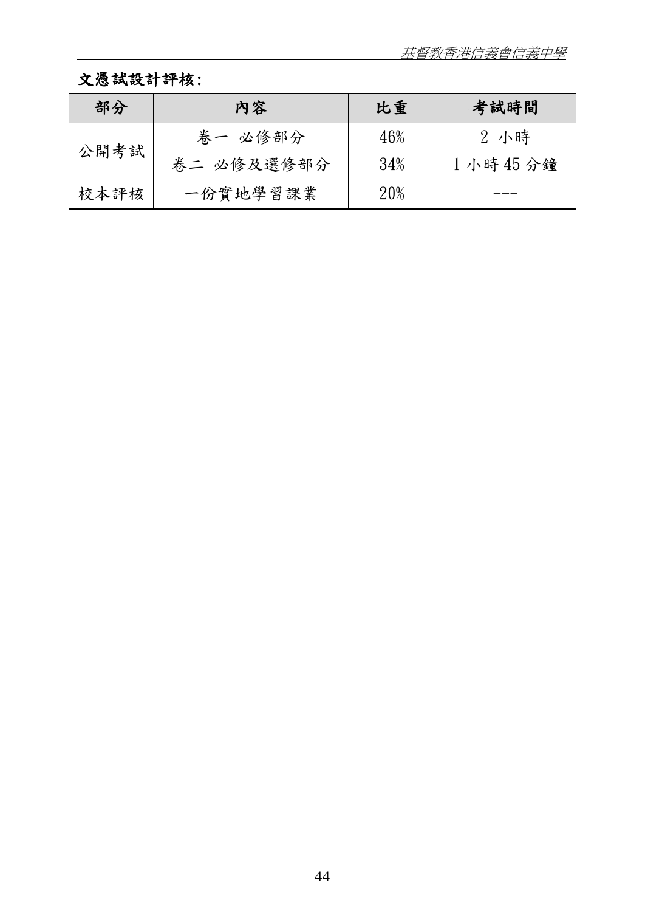**文憑試設計評核：**

| 部分 | 內容 | 比重 | 考試時間 |
| --- | --- | --- | --- |
| 公開考試 | 卷一 必修部分 | 46% | 2 小時 |
| | 卷二 必修及選修部分 | 34% | 1 小時 45 分鐘 |
| 校本評核 | 一份實地學習課業 | 20% | --- |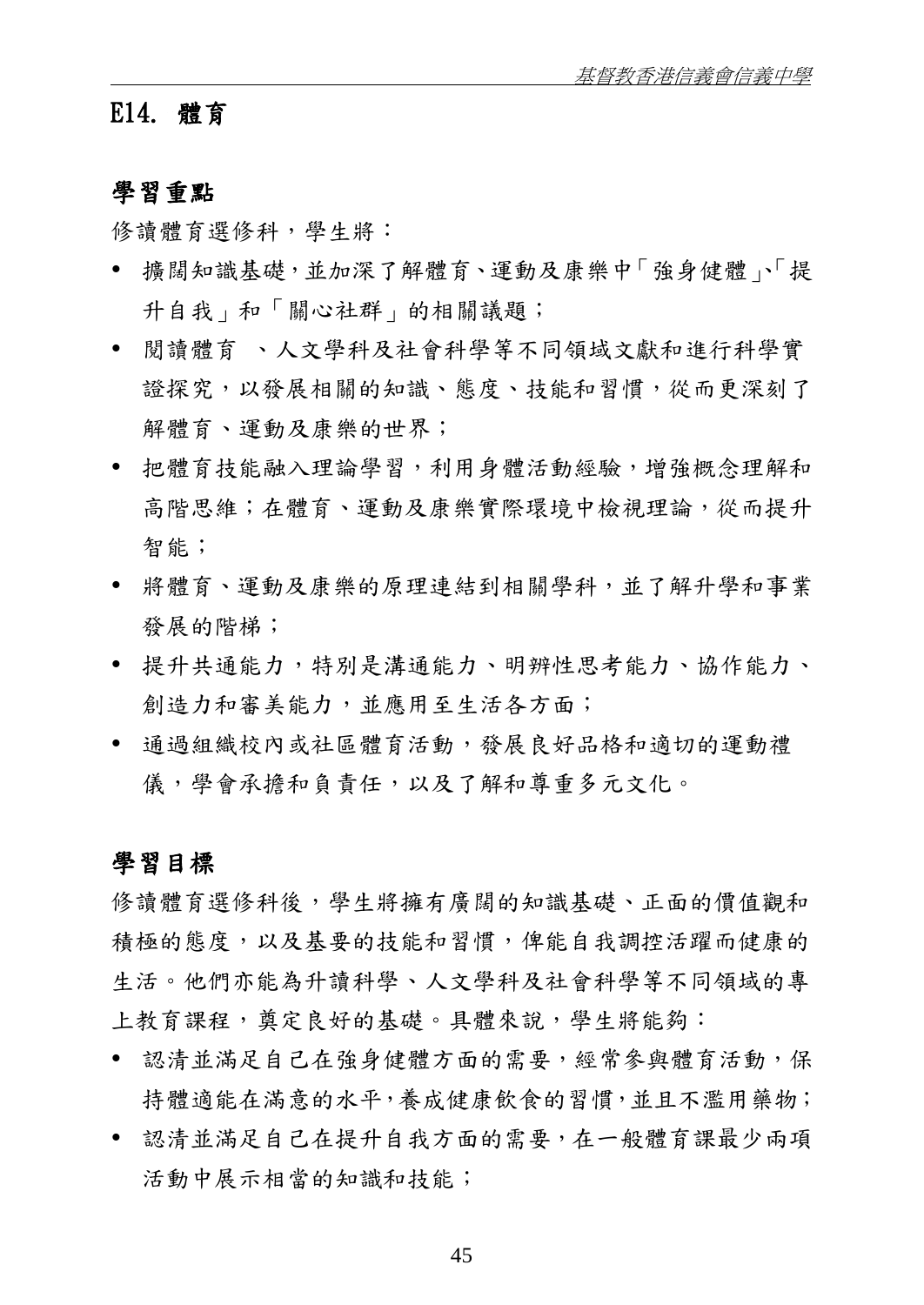## E14. 體育

### 學習重點

修讀體育選修科，學生將：

- 擴闊知識基礎，並加深了解體育、運動及康樂中「強身健體」、「提升自我」和「關心社群」的相關議題；
- 閱讀體育 、人文學科及社會科學等不同領域文獻和進行科學實證探究，以發展相關的知識、態度、技能和習慣，從而更深刻了解體育、運動及康樂的世界；
- 把體育技能融入理論學習，利用身體活動經驗，增強概念理解和高階思維；在體育、運動及康樂實際環境中檢視理論，從而提升智能；
- 將體育、運動及康樂的原理連結到相關學科，並了解升學和事業發展的階梯；
- 提升共通能力，特別是溝通能力、明辨性思考能力、協作能力、創造力和審美能力，並應用至生活各方面；
- 通過組織校內或社區體育活動，發展良好品格和適切的運動禮儀，學會承擔和負責任，以及了解和尊重多元文化。

### 學習目標

修讀體育選修科後，學生將擁有廣闊的知識基礎、正面的價值觀和積極的態度，以及基要的技能和習慣，俾能自我調控活躍而健康的生活。他們亦能為升讀科學、人文學科及社會科學等不同領域的專上教育課程，奠定良好的基礎。具體來說，學生將能夠：

- 認清並滿足自己在強身健體方面的需要，經常參與體育活動，保持體適能在滿意的水平，養成健康飲食的習慣，並且不濫用藥物；
- 認清並滿足自己在提升自我方面的需要，在一般體育課最少兩項活動中展示相當的知識和技能；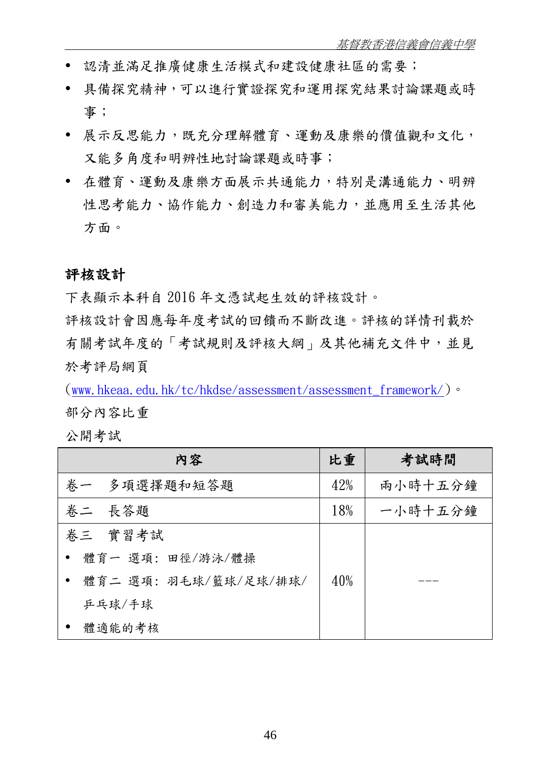- 認清並滿足推廣健康生活模式和建設健康社區的需要；
- 具備探究精神，可以進行實證探究和運用探究結果討論課題或時事；
- 展示反思能力，既充分理解體育、運動及康樂的價值觀和文化，又能多角度和明辨性地討論課題或時事；
- 在體育、運動及康樂方面展示共通能力，特別是溝通能力、明辨性思考能力、協作能力、創造力和審美能力，並應用至生活其他方面。

## 評核設計

下表顯示本科自 2016 年文憑試起生效的評核設計。

評核設計會因應每年度考試的回饋而不斷改進。評核的詳情刊載於有關考試年度的「考試規則及評核大綱」及其他補充文件中，並見於考評局網頁

(www.hkeaa.edu.hk/tc/hkdse/assessment/assessment_framework/)。

部分內容比重

公開考試

| 內容 | 比重 | 考試時間 |
|---|---|---|
| 卷一　多項選擇題和短答題 | 42% | 兩小時十五分鐘 |
| 卷二　長答題 | 18% | 一小時十五分鐘 |
| 卷三　實習考試<br>• 體育一 選項：田徑/游泳/體操<br>• 體育二 選項：羽毛球/籃球/足球/排球/乒乓球/手球<br>• 體適能的考核 | 40% | --- |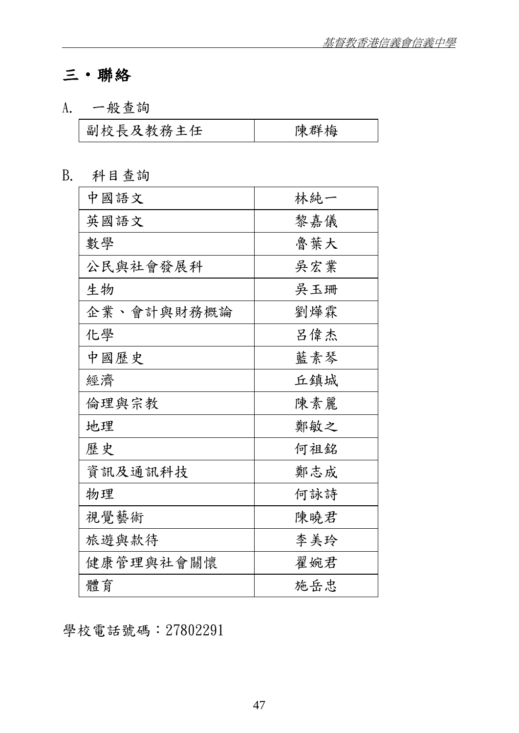## 三・聯絡

A. 一般查詢

| 副校長及教務主任 | 陳群梅 |
|---|---|

B. 科目查詢

| 中國語文 | 林純一 |
|---|---|
| 英國語文 | 黎嘉儀 |
| 數學 | 魯葉大 |
| 公民與社會發展科 | 吳宏業 |
| 生物 | 吳玉珊 |
| 企業、會計與財務概論 | 劉燁霖 |
| 化學 | 呂偉杰 |
| 中國歷史 | 藍素琴 |
| 經濟 | 丘鎮城 |
| 倫理與宗教 | 陳素麗 |
| 地理 | 鄭敏之 |
| 歷史 | 何祖銘 |
| 資訊及通訊科技 | 鄭志成 |
| 物理 | 何詠詩 |
| 視覺藝術 | 陳曉君 |
| 旅遊與款待 | 李美玲 |
| 健康管理與社會關懷 | 翟婉君 |
| 體育 | 施岳忠 |

學校電話號碼：27802291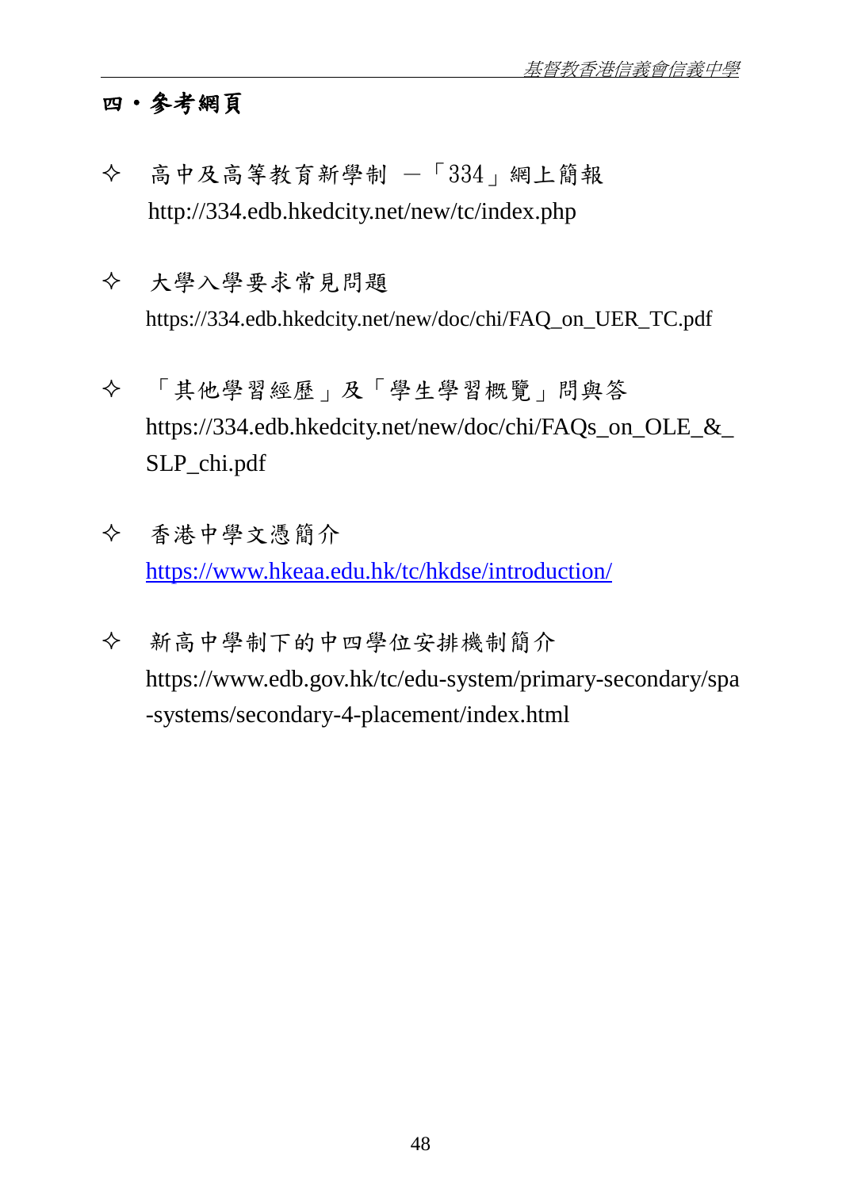## 四・參考網頁

- ✧ 高中及高等教育新學制 —「334」網上簡報
  http://334.edb.hkedcity.net/new/tc/index.php

- ✧ 大學入學要求常見問題
  https://334.edb.hkedcity.net/new/doc/chi/FAQ_on_UER_TC.pdf

- ✧ 「其他學習經歷」及「學生學習概覽」問與答
  https://334.edb.hkedcity.net/new/doc/chi/FAQs_on_OLE_&_SLP_chi.pdf

- ✧ 香港中學文憑簡介
  https://www.hkeaa.edu.hk/tc/hkdse/introduction/

- ✧ 新高中學制下的中四學位安排機制簡介
  https://www.edb.gov.hk/tc/edu-system/primary-secondary/spa-systems/secondary-4-placement/index.html